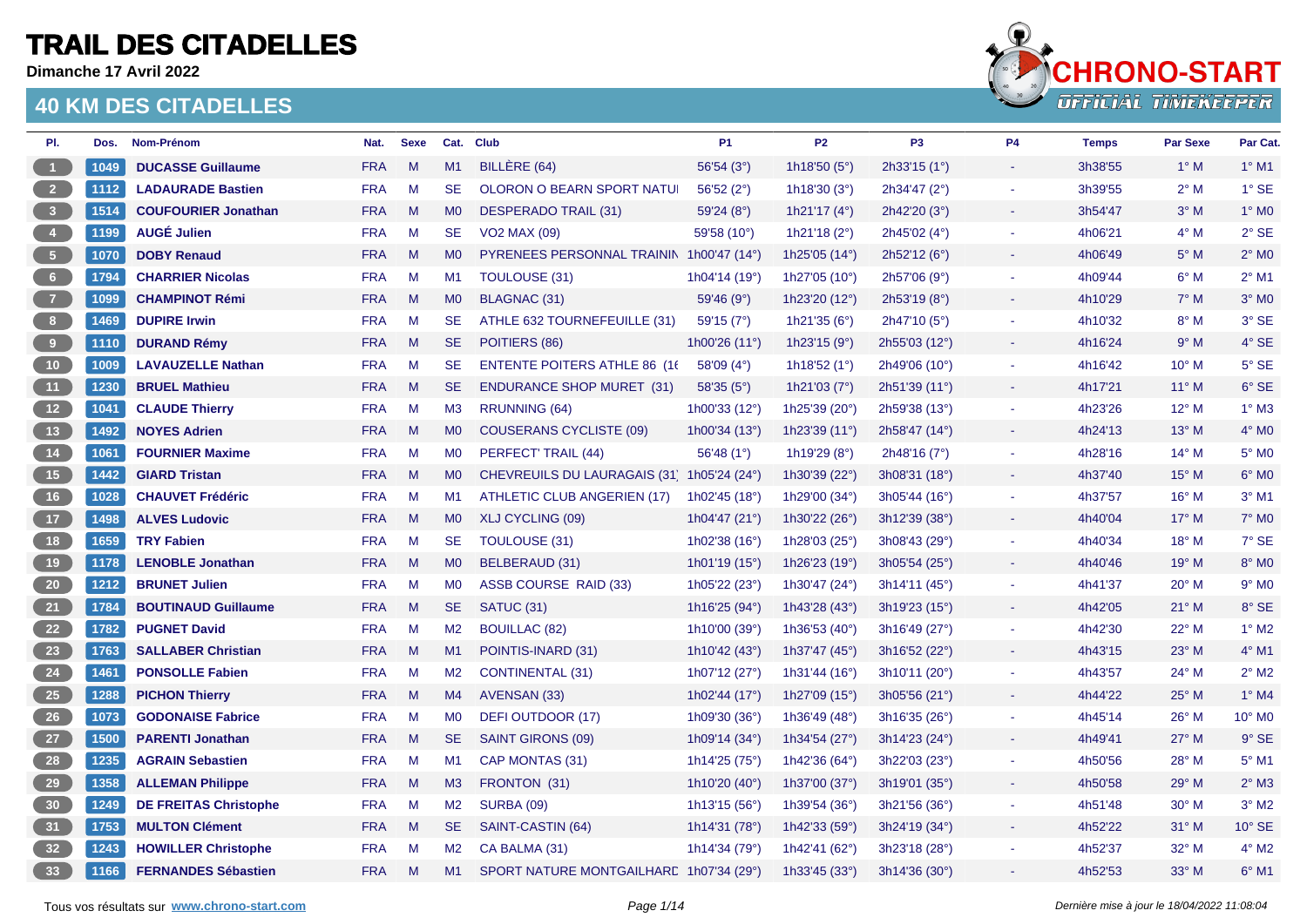# TRAIL DES CITADELLES

**Dimanche 17 Avril 2022**

## 40 KM DES CITADELLES

| Pl. | Dos. | Nom-Prénom | Nat. | Sexe | Cat. | Club | P1 | P2 | P3 | P4 | Temps | Par Sexe | Par Cat. |
|---|---|---|---|---|---|---|---|---|---|---|---|---|---|
| 1 | 1049 | **DUCASSE Guillaume** | FRA | M | M1 | BILLÈRE (64) | 56'54 (3°) | 1h18'50 (5°) | 2h33'15 (1°) | - | 3h38'55 | 1° M | 1° M1 |
| 2 | 1112 | **LADAURADE Bastien** | FRA | M | SE | OLORON O BEARN SPORT NATU | 56'52 (2°) | 1h18'30 (3°) | 2h34'47 (2°) | - | 3h39'55 | 2° M | 1° SE |
| 3 | 1514 | **COUFOURIER Jonathan** | FRA | M | M0 | DESPERADO TRAIL (31) | 59'24 (8°) | 1h21'17 (4°) | 2h42'20 (3°) | - | 3h54'47 | 3° M | 1° M0 |
| 4 | 1199 | **AUGÉ Julien** | FRA | M | SE | VO2 MAX (09) | 59'58 (10°) | 1h21'18 (2°) | 2h45'02 (4°) | - | 4h06'21 | 4° M | 2° SE |
| 5 | 1070 | **DOBY Renaud** | FRA | M | M0 | PYRENEES PERSONNAL TRAININ | 1h00'47 (14°) | 1h25'05 (14°) | 2h52'12 (6°) | - | 4h06'49 | 5° M | 2° M0 |
| 6 | 1794 | **CHARRIER Nicolas** | FRA | M | M1 | TOULOUSE (31) | 1h04'14 (19°) | 1h27'05 (10°) | 2h57'06 (9°) | - | 4h09'44 | 6° M | 2° M1 |
| 7 | 1099 | **CHAMPINOT Rémi** | FRA | M | M0 | BLAGNAC (31) | 59'46 (9°) | 1h23'20 (12°) | 2h53'19 (8°) | - | 4h10'29 | 7° M | 3° M0 |
| 8 | 1469 | **DUPIRE Irwin** | FRA | M | SE | ATHLE 632 TOURNEFEUILLE (31) | 59'15 (7°) | 1h21'35 (6°) | 2h47'10 (5°) | - | 4h10'32 | 8° M | 3° SE |
| 9 | 1110 | **DURAND Rémy** | FRA | M | SE | POITIERS (86) | 1h00'26 (11°) | 1h23'15 (9°) | 2h55'03 (12°) | - | 4h16'24 | 9° M | 4° SE |
| 10 | 1009 | **LAVAUZELLE Nathan** | FRA | M | SE | ENTENTE POITERS ATHLE 86 (1€ | 58'09 (4°) | 1h18'52 (1°) | 2h49'06 (10°) | - | 4h16'42 | 10° M | 5° SE |
| 11 | 1230 | **BRUEL Mathieu** | FRA | M | SE | ENDURANCE SHOP MURET (31) | 58'35 (5°) | 1h21'03 (7°) | 2h51'39 (11°) | - | 4h17'21 | 11° M | 6° SE |
| 12 | 1041 | **CLAUDE Thierry** | FRA | M | M3 | RRUNNING (64) | 1h00'33 (12°) | 1h25'39 (20°) | 2h59'38 (13°) | - | 4h23'26 | 12° M | 1° M3 |
| 13 | 1492 | **NOYES Adrien** | FRA | M | M0 | COUSERANS CYCLISTE (09) | 1h00'34 (13°) | 1h23'39 (11°) | 2h58'47 (14°) | - | 4h24'13 | 13° M | 4° M0 |
| 14 | 1061 | **FOURNIER Maxime** | FRA | M | M0 | PERFECT' TRAIL (44) | 56'48 (1°) | 1h19'29 (8°) | 2h48'16 (7°) | - | 4h28'16 | 14° M | 5° M0 |
| 15 | 1442 | **GIARD Tristan** | FRA | M | M0 | CHEVREUILS DU LAURAGAIS (31) | 1h05'24 (24°) | 1h30'39 (22°) | 3h08'31 (18°) | - | 4h37'40 | 15° M | 6° M0 |
| 16 | 1028 | **CHAUVET Frédéric** | FRA | M | M1 | ATHLETIC CLUB ANGERIEN (17) | 1h02'45 (18°) | 1h29'00 (34°) | 3h05'44 (16°) | - | 4h37'57 | 16° M | 3° M1 |
| 17 | 1498 | **ALVES Ludovic** | FRA | M | M0 | XLJ CYCLING (09) | 1h04'47 (21°) | 1h30'22 (26°) | 3h12'39 (38°) | - | 4h40'04 | 17° M | 7° M0 |
| 18 | 1659 | **TRY Fabien** | FRA | M | SE | TOULOUSE (31) | 1h02'38 (16°) | 1h28'03 (25°) | 3h08'43 (29°) | - | 4h40'34 | 18° M | 7° SE |
| 19 | 1178 | **LENOBLE Jonathan** | FRA | M | M0 | BELBERAUD (31) | 1h01'19 (15°) | 1h26'23 (19°) | 3h05'54 (25°) | - | 4h40'46 | 19° M | 8° M0 |
| 20 | 1212 | **BRUNET Julien** | FRA | M | M0 | ASSB COURSE RAID (33) | 1h05'22 (23°) | 1h30'47 (24°) | 3h14'11 (45°) | - | 4h41'37 | 20° M | 9° M0 |
| 21 | 1784 | **BOUTINAUD Guillaume** | FRA | M | SE | SATUC (31) | 1h16'25 (94°) | 1h43'28 (43°) | 3h19'23 (15°) | - | 4h42'05 | 21° M | 8° SE |
| 22 | 1782 | **PUGNET David** | FRA | M | M2 | BOUILLAC (82) | 1h10'00 (39°) | 1h36'53 (40°) | 3h16'49 (27°) | - | 4h42'30 | 22° M | 1° M2 |
| 23 | 1763 | **SALLABER Christian** | FRA | M | M1 | POINTIS-INARD (31) | 1h10'42 (43°) | 1h37'47 (45°) | 3h16'52 (22°) | - | 4h43'15 | 23° M | 4° M1 |
| 24 | 1461 | **PONSOLLE Fabien** | FRA | M | M2 | CONTINENTAL (31) | 1h07'12 (27°) | 1h31'44 (16°) | 3h10'11 (20°) | - | 4h43'57 | 24° M | 2° M2 |
| 25 | 1288 | **PICHON Thierry** | FRA | M | M4 | AVENSAN (33) | 1h02'44 (17°) | 1h27'09 (15°) | 3h05'56 (21°) | - | 4h44'22 | 25° M | 1° M4 |
| 26 | 1073 | **GODONAISE Fabrice** | FRA | M | M0 | DEFI OUTDOOR (17) | 1h09'30 (36°) | 1h36'49 (48°) | 3h16'35 (26°) | - | 4h45'14 | 26° M | 10° M0 |
| 27 | 1500 | **PARENTI Jonathan** | FRA | M | SE | SAINT GIRONS (09) | 1h09'14 (34°) | 1h34'54 (27°) | 3h14'23 (24°) | - | 4h49'41 | 27° M | 9° SE |
| 28 | 1235 | **AGRAIN Sebastien** | FRA | M | M1 | CAP MONTAS (31) | 1h14'25 (75°) | 1h42'36 (64°) | 3h22'03 (23°) | - | 4h50'56 | 28° M | 5° M1 |
| 29 | 1358 | **ALLEMAN Philippe** | FRA | M | M3 | FRONTON (31) | 1h10'20 (40°) | 1h37'00 (37°) | 3h19'01 (35°) | - | 4h50'58 | 29° M | 2° M3 |
| 30 | 1249 | **DE FREITAS Christophe** | FRA | M | M2 | SURBA (09) | 1h13'15 (56°) | 1h39'54 (36°) | 3h21'56 (36°) | - | 4h51'48 | 30° M | 3° M2 |
| 31 | 1753 | **MULTON Clément** | FRA | M | SE | SAINT-CASTIN (64) | 1h14'31 (78°) | 1h42'33 (59°) | 3h24'19 (34°) | - | 4h52'22 | 31° M | 10° SE |
| 32 | 1243 | **HOWILLER Christophe** | FRA | M | M2 | CA BALMA (31) | 1h14'34 (79°) | 1h42'41 (62°) | 3h23'18 (28°) | - | 4h52'37 | 32° M | 4° M2 |
| 33 | 1166 | **FERNANDES Sébastien** | FRA | M | M1 | SPORT NATURE MONTGAILHARD | 1h07'34 (29°) | 1h33'45 (33°) | 3h14'36 (30°) | - | 4h52'53 | 33° M | 6° M1 |

Tous vos résultats sur www.chrono-start.com

*Dernière mise à jour le 18/04/2022 11:08:04*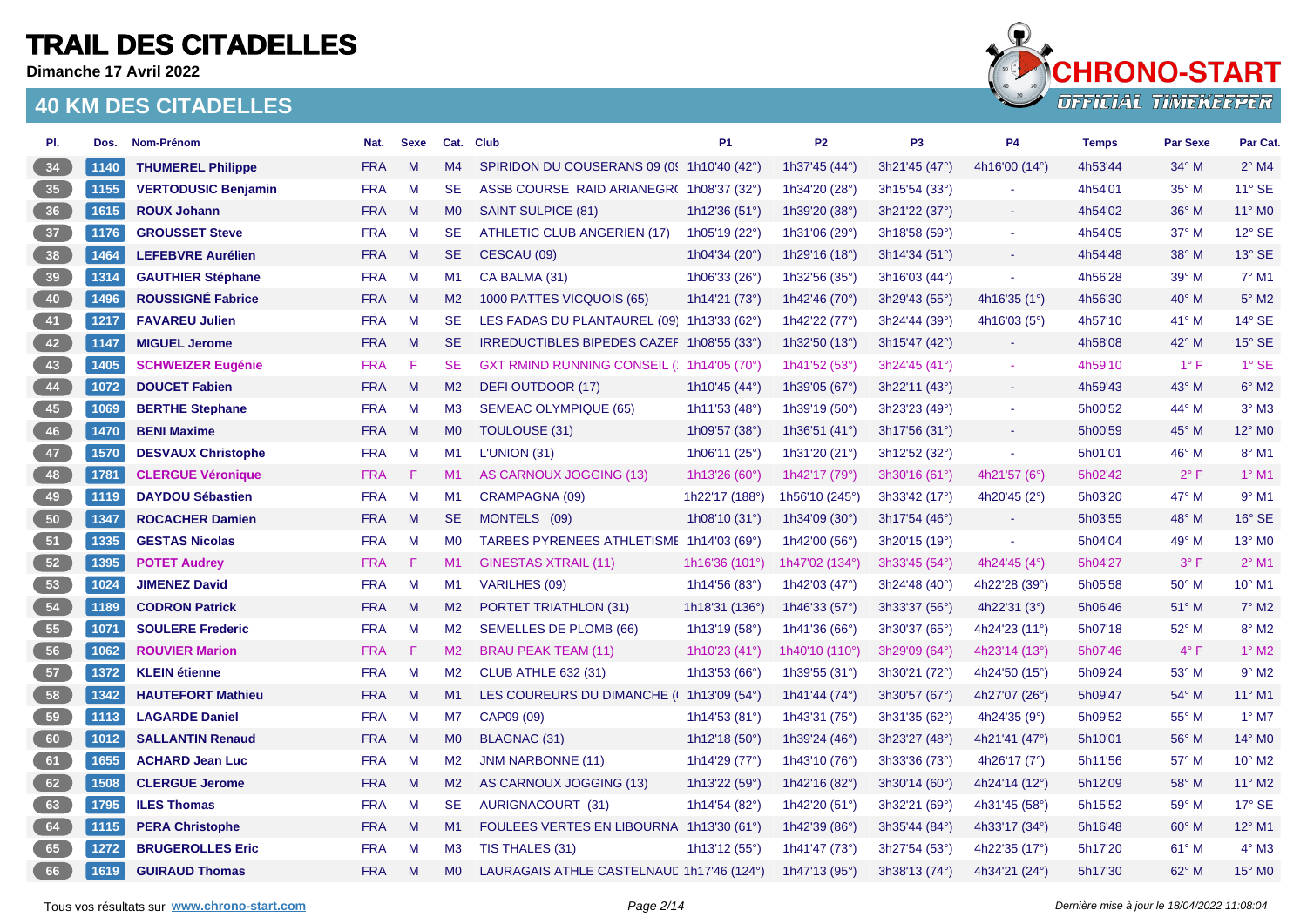# TRAIL DES CITADELLES

**Dimanche 17 Avril 2022**

## 40 KM DES CITADELLES

| Pl. | Dos. | Nom-Prénom | Nat. | Sexe | Cat. | Club | P1 | P2 | P3 | P4 | Temps | Par Sexe | Par Cat. |
|---|---|---|---|---|---|---|---|---|---|---|---|---|---|
| 34 | 1140 | **THUMEREL Philippe** | FRA | M | M4 | SPIRIDON DU COUSERANS 09 (0 | 1h10'40 (42°) | 1h37'45 (44°) | 3h21'45 (47°) | 4h16'00 (14°) | 4h53'44 | 34° M | 2° M4 |
| 35 | 1155 | **VERTODUSIC Benjamin** | FRA | M | SE | ASSB COURSE RAID ARIANEGR( | 1h08'37 (32°) | 1h34'20 (28°) | 3h15'54 (33°) | - | 4h54'01 | 35° M | 11° SE |
| 36 | 1615 | **ROUX Johann** | FRA | M | M0 | SAINT SULPICE (81) | 1h12'36 (51°) | 1h39'20 (38°) | 3h21'22 (37°) | - | 4h54'02 | 36° M | 11° M0 |
| 37 | 1176 | **GROUSSET Steve** | FRA | M | SE | ATHLETIC CLUB ANGERIEN (17) | 1h05'19 (22°) | 1h31'06 (29°) | 3h18'58 (59°) | - | 4h54'05 | 37° M | 12° SE |
| 38 | 1464 | **LEFEBVRE Aurélien** | FRA | M | SE | CESCAU (09) | 1h04'34 (20°) | 1h29'16 (18°) | 3h14'34 (51°) | - | 4h54'48 | 38° M | 13° SE |
| 39 | 1314 | **GAUTHIER Stéphane** | FRA | M | M1 | CA BALMA (31) | 1h06'33 (26°) | 1h32'56 (35°) | 3h16'03 (44°) | - | 4h56'28 | 39° M | 7° M1 |
| 40 | 1496 | **ROUSSIGNÉ Fabrice** | FRA | M | M2 | 1000 PATTES VICQUOIS (65) | 1h14'21 (73°) | 1h42'46 (70°) | 3h29'43 (55°) | 4h16'35 (1°) | 4h56'30 | 40° M | 5° M2 |
| 41 | 1217 | **FAVAREU Julien** | FRA | M | SE | LES FADAS DU PLANTAUREL (09) | 1h13'33 (62°) | 1h42'22 (77°) | 3h24'44 (39°) | 4h16'03 (5°) | 4h57'10 | 41° M | 14° SE |
| 42 | 1147 | **MIGUEL Jerome** | FRA | M | SE | IRREDUCTIBLES BIPEDES CAZEF | 1h08'55 (33°) | 1h32'50 (13°) | 3h15'47 (42°) | - | 4h58'08 | 42° M | 15° SE |
| 43 | 1405 | **SCHWEIZER Eugénie** | FRA | F | SE | GXT RMIND RUNNING CONSEIL ( | 1h14'05 (70°) | 1h41'52 (53°) | 3h24'45 (41°) | - | 4h59'10 | 1° F | 1° SE |
| 44 | 1072 | **DOUCET Fabien** | FRA | M | M2 | DEFI OUTDOOR (17) | 1h10'45 (44°) | 1h39'05 (67°) | 3h22'11 (43°) | - | 4h59'43 | 43° M | 6° M2 |
| 45 | 1069 | **BERTHE Stephane** | FRA | M | M3 | SEMEAC OLYMPIQUE (65) | 1h11'53 (48°) | 1h39'19 (50°) | 3h23'23 (49°) | - | 5h00'52 | 44° M | 3° M3 |
| 46 | 1470 | **BENI Maxime** | FRA | M | M0 | TOULOUSE (31) | 1h09'57 (38°) | 1h36'51 (41°) | 3h17'56 (31°) | - | 5h00'59 | 45° M | 12° M0 |
| 47 | 1570 | **DESVAUX Christophe** | FRA | M | M1 | L'UNION (31) | 1h06'11 (25°) | 1h31'20 (21°) | 3h12'52 (32°) | - | 5h01'01 | 46° M | 8° M1 |
| 48 | 1781 | **CLERGUE Véronique** | FRA | F | M1 | AS CARNOUX JOGGING (13) | 1h13'26 (60°) | 1h42'17 (79°) | 3h30'16 (61°) | 4h21'57 (6°) | 5h02'42 | 2° F | 1° M1 |
| 49 | 1119 | **DAYDOU Sébastien** | FRA | M | M1 | CRAMPAGNA (09) | 1h22'17 (188°) | 1h56'10 (245°) | 3h33'42 (17°) | 4h20'45 (2°) | 5h03'20 | 47° M | 9° M1 |
| 50 | 1347 | **ROCACHER Damien** | FRA | M | SE | MONTELS (09) | 1h08'10 (31°) | 1h34'09 (30°) | 3h17'54 (46°) | - | 5h03'55 | 48° M | 16° SE |
| 51 | 1335 | **GESTAS Nicolas** | FRA | M | M0 | TARBES PYRENEES ATHLETISME | 1h14'03 (69°) | 1h42'00 (56°) | 3h20'15 (19°) | - | 5h04'04 | 49° M | 13° M0 |
| 52 | 1395 | **POTET Audrey** | FRA | F | M1 | GINESTAS XTRAIL (11) | 1h16'36 (101°) | 1h47'02 (134°) | 3h33'45 (54°) | 4h24'45 (4°) | 5h04'27 | 3° F | 2° M1 |
| 53 | 1024 | **JIMENEZ David** | FRA | M | M1 | VARILHES (09) | 1h14'56 (83°) | 1h42'03 (47°) | 3h24'48 (40°) | 4h22'28 (39°) | 5h05'58 | 50° M | 10° M1 |
| 54 | 1189 | **CODRON Patrick** | FRA | M | M2 | PORTET TRIATHLON (31) | 1h18'31 (136°) | 1h46'33 (57°) | 3h33'37 (56°) | 4h22'31 (3°) | 5h06'46 | 51° M | 7° M2 |
| 55 | 1071 | **SOULERE Frederic** | FRA | M | M2 | SEMELLES DE PLOMB (66) | 1h13'19 (58°) | 1h41'36 (66°) | 3h30'37 (65°) | 4h24'23 (11°) | 5h07'18 | 52° M | 8° M2 |
| 56 | 1062 | **ROUVIER Marion** | FRA | F | M2 | BRAU PEAK TEAM (11) | 1h10'23 (41°) | 1h40'10 (110°) | 3h29'09 (64°) | 4h23'14 (13°) | 5h07'46 | 4° F | 1° M2 |
| 57 | 1372 | **KLEIN étienne** | FRA | M | M2 | CLUB ATHLE 632 (31) | 1h13'53 (66°) | 1h39'55 (31°) | 3h30'21 (72°) | 4h24'50 (15°) | 5h09'24 | 53° M | 9° M2 |
| 58 | 1342 | **HAUTEFORT Mathieu** | FRA | M | M1 | LES COUREURS DU DIMANCHE ( | 1h13'09 (54°) | 1h41'44 (74°) | 3h30'57 (67°) | 4h27'07 (26°) | 5h09'47 | 54° M | 11° M1 |
| 59 | 1113 | **LAGARDE Daniel** | FRA | M | M7 | CAP09 (09) | 1h14'53 (81°) | 1h43'31 (75°) | 3h31'35 (62°) | 4h24'35 (9°) | 5h09'52 | 55° M | 1° M7 |
| 60 | 1012 | **SALLANTIN Renaud** | FRA | M | M0 | BLAGNAC (31) | 1h12'18 (50°) | 1h39'24 (46°) | 3h23'27 (48°) | 4h21'41 (47°) | 5h10'01 | 56° M | 14° M0 |
| 61 | 1655 | **ACHARD Jean Luc** | FRA | M | M2 | JNM NARBONNE (11) | 1h14'29 (77°) | 1h43'10 (76°) | 3h33'36 (73°) | 4h26'17 (7°) | 5h11'56 | 57° M | 10° M2 |
| 62 | 1508 | **CLERGUE Jerome** | FRA | M | M2 | AS CARNOUX JOGGING (13) | 1h13'22 (59°) | 1h42'16 (82°) | 3h30'14 (60°) | 4h24'14 (12°) | 5h12'09 | 58° M | 11° M2 |
| 63 | 1795 | **ILES Thomas** | FRA | M | SE | AURIGNACOURT (31) | 1h14'54 (82°) | 1h42'20 (51°) | 3h32'21 (69°) | 4h31'45 (58°) | 5h15'52 | 59° M | 17° SE |
| 64 | 1115 | **PERA Christophe** | FRA | M | M1 | FOULEES VERTES EN LIBOURNA | 1h13'30 (61°) | 1h42'39 (86°) | 3h35'44 (84°) | 4h33'17 (34°) | 5h16'48 | 60° M | 12° M1 |
| 65 | 1272 | **BRUGEROLLES Eric** | FRA | M | M3 | TIS THALES (31) | 1h13'12 (55°) | 1h41'47 (73°) | 3h27'54 (53°) | 4h22'35 (17°) | 5h17'20 | 61° M | 4° M3 |
| 66 | 1619 | **GUIRAUD Thomas** | FRA | M | M0 | LAURAGAIS ATHLE CASTELNAUD | 1h17'46 (124°) | 1h47'13 (95°) | 3h38'13 (74°) | 4h34'21 (24°) | 5h17'30 | 62° M | 15° M0 |

Tous vos résultats sur **www.chrono-start.com**

*Dernière mise à jour le 18/04/2022 11:08:04*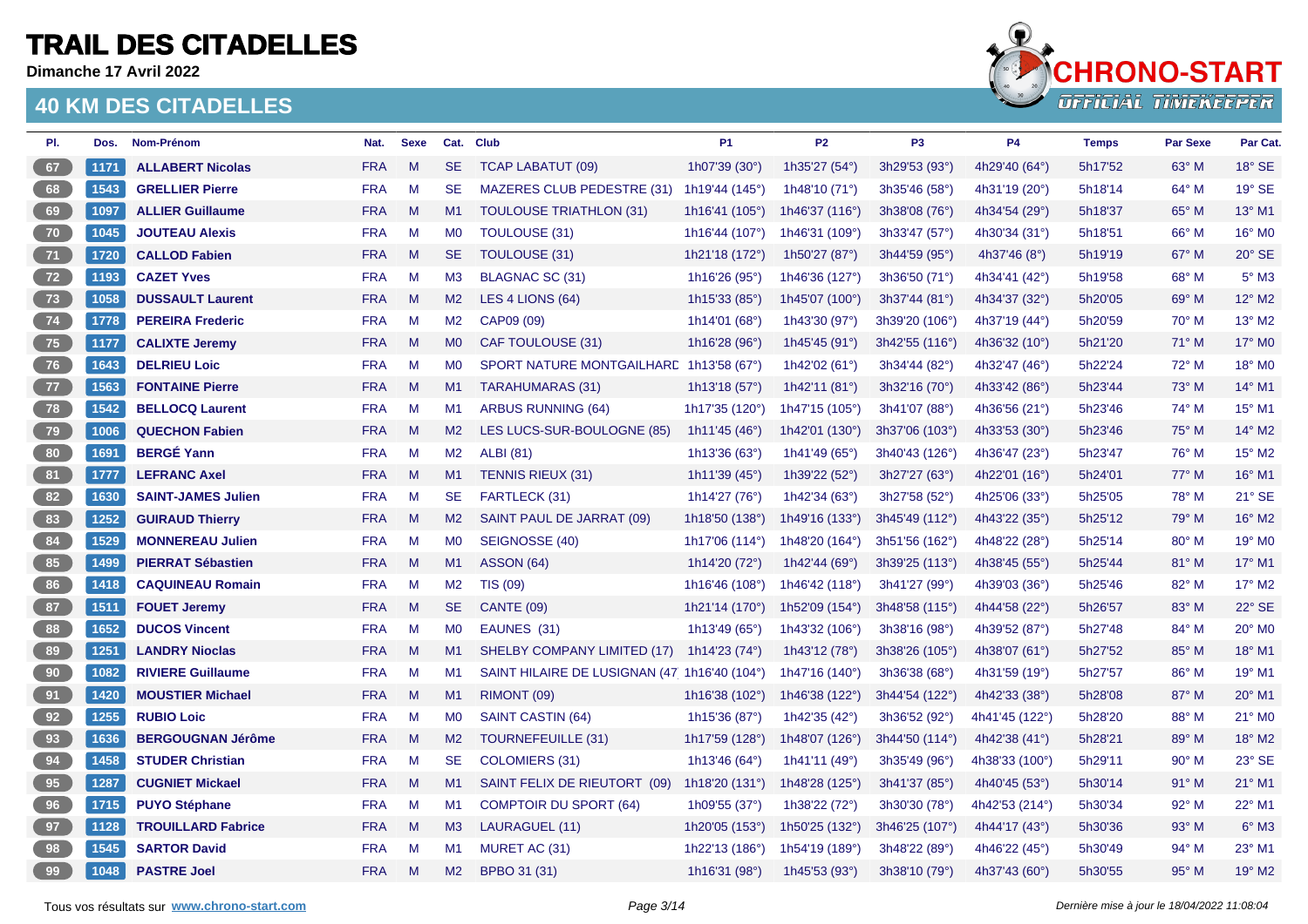# TRAIL DES CITADELLES

**Dimanche 17 Avril 2022**

## 40 KM DES CITADELLES

| Pl. | Dos. | Nom-Prénom | Nat. | Sexe | Cat. | Club | P1 | P2 | P3 | P4 | Temps | Par Sexe | Par Cat. |
|---|---|---|---|---|---|---|---|---|---|---|---|---|---|
| 67 | 1171 | **ALLABERT Nicolas** | FRA | M | SE | TCAP LABATUT (09) | 1h07'39 (30°) | 1h35'27 (54°) | 3h29'53 (93°) | 4h29'40 (64°) | 5h17'52 | 63° M | 18° SE |
| 68 | 1543 | **GRELLIER Pierre** | FRA | M | SE | MAZERES CLUB PEDESTRE (31) | 1h19'44 (145°) | 1h48'10 (71°) | 3h35'46 (58°) | 4h31'19 (20°) | 5h18'14 | 64° M | 19° SE |
| 69 | 1097 | **ALLIER Guillaume** | FRA | M | M1 | TOULOUSE TRIATHLON (31) | 1h16'41 (105°) | 1h46'37 (116°) | 3h38'08 (76°) | 4h34'54 (29°) | 5h18'37 | 65° M | 13° M1 |
| 70 | 1045 | **JOUTEAU Alexis** | FRA | M | M0 | TOULOUSE (31) | 1h16'44 (107°) | 1h46'31 (109°) | 3h33'47 (57°) | 4h30'34 (31°) | 5h18'51 | 66° M | 16° M0 |
| 71 | 1720 | **CALLOD Fabien** | FRA | M | SE | TOULOUSE (31) | 1h21'18 (172°) | 1h50'27 (87°) | 3h44'59 (95°) | 4h37'46 (8°) | 5h19'19 | 67° M | 20° SE |
| 72 | 1193 | **CAZET Yves** | FRA | M | M3 | BLAGNAC SC (31) | 1h16'26 (95°) | 1h46'36 (127°) | 3h36'50 (71°) | 4h34'41 (42°) | 5h19'58 | 68° M | 5° M3 |
| 73 | 1058 | **DUSSAULT Laurent** | FRA | M | M2 | LES 4 LIONS (64) | 1h15'33 (85°) | 1h45'07 (100°) | 3h37'44 (81°) | 4h34'37 (32°) | 5h20'05 | 69° M | 12° M2 |
| 74 | 1778 | **PEREIRA Frederic** | FRA | M | M2 | CAP09 (09) | 1h14'01 (68°) | 1h43'30 (97°) | 3h39'20 (106°) | 4h37'19 (44°) | 5h20'59 | 70° M | 13° M2 |
| 75 | 1177 | **CALIXTE Jeremy** | FRA | M | M0 | CAF TOULOUSE (31) | 1h16'28 (96°) | 1h45'45 (91°) | 3h42'55 (116°) | 4h36'32 (10°) | 5h21'20 | 71° M | 17° M0 |
| 76 | 1643 | **DELRIEU Loic** | FRA | M | M0 | SPORT NATURE MONTGAILHARD | 1h13'58 (67°) | 1h42'02 (61°) | 3h34'44 (82°) | 4h32'47 (46°) | 5h22'24 | 72° M | 18° M0 |
| 77 | 1563 | **FONTAINE Pierre** | FRA | M | M1 | TARAHUMARAS (31) | 1h13'18 (57°) | 1h42'11 (81°) | 3h32'16 (70°) | 4h33'42 (86°) | 5h23'44 | 73° M | 14° M1 |
| 78 | 1542 | **BELLOCQ Laurent** | FRA | M | M1 | ARBUS RUNNING (64) | 1h17'35 (120°) | 1h47'15 (105°) | 3h41'07 (88°) | 4h36'56 (21°) | 5h23'46 | 74° M | 15° M1 |
| 79 | 1006 | **QUECHON Fabien** | FRA | M | M2 | LES LUCS-SUR-BOULOGNE (85) | 1h11'45 (46°) | 1h42'01 (130°) | 3h37'06 (103°) | 4h33'53 (30°) | 5h23'46 | 75° M | 14° M2 |
| 80 | 1691 | **BERGÉ Yann** | FRA | M | M2 | ALBI (81) | 1h13'36 (63°) | 1h41'49 (65°) | 3h40'43 (126°) | 4h36'47 (23°) | 5h23'47 | 76° M | 15° M2 |
| 81 | 1777 | **LEFRANC Axel** | FRA | M | M1 | TENNIS RIEUX (31) | 1h11'39 (45°) | 1h39'22 (52°) | 3h27'27 (63°) | 4h22'01 (16°) | 5h24'01 | 77° M | 16° M1 |
| 82 | 1630 | **SAINT-JAMES Julien** | FRA | M | SE | FARTLECK (31) | 1h14'27 (76°) | 1h42'34 (63°) | 3h27'58 (52°) | 4h25'06 (33°) | 5h25'05 | 78° M | 21° SE |
| 83 | 1252 | **GUIRAUD Thierry** | FRA | M | M2 | SAINT PAUL DE JARRAT (09) | 1h18'50 (138°) | 1h49'16 (133°) | 3h45'49 (112°) | 4h43'22 (35°) | 5h25'12 | 79° M | 16° M2 |
| 84 | 1529 | **MONNEREAU Julien** | FRA | M | M0 | SEIGNOSSE (40) | 1h17'06 (114°) | 1h48'20 (164°) | 3h51'56 (162°) | 4h48'22 (28°) | 5h25'14 | 80° M | 19° M0 |
| 85 | 1499 | **PIERRAT Sébastien** | FRA | M | M1 | ASSON (64) | 1h14'20 (72°) | 1h42'44 (69°) | 3h39'25 (113°) | 4h38'45 (55°) | 5h25'44 | 81° M | 17° M1 |
| 86 | 1418 | **CAQUINEAU Romain** | FRA | M | M2 | TIS (09) | 1h16'46 (108°) | 1h46'42 (118°) | 3h41'27 (99°) | 4h39'03 (36°) | 5h25'46 | 82° M | 17° M2 |
| 87 | 1511 | **FOUET Jeremy** | FRA | M | SE | CANTE (09) | 1h21'14 (170°) | 1h52'09 (154°) | 3h48'58 (115°) | 4h44'58 (22°) | 5h26'57 | 83° M | 22° SE |
| 88 | 1652 | **DUCOS Vincent** | FRA | M | M0 | EAUNES (31) | 1h13'49 (65°) | 1h43'32 (106°) | 3h38'16 (98°) | 4h39'52 (87°) | 5h27'48 | 84° M | 20° M0 |
| 89 | 1251 | **LANDRY Nioclas** | FRA | M | M1 | SHELBY COMPANY LIMITED (17) | 1h14'23 (74°) | 1h43'12 (78°) | 3h38'26 (105°) | 4h38'07 (61°) | 5h27'52 | 85° M | 18° M1 |
| 90 | 1082 | **RIVIERE Guillaume** | FRA | M | M1 | SAINT HILAIRE DE LUSIGNAN (47 | 1h16'40 (104°) | 1h47'16 (140°) | 3h36'38 (68°) | 4h31'59 (19°) | 5h27'57 | 86° M | 19° M1 |
| 91 | 1420 | **MOUSTIER Michael** | FRA | M | M1 | RIMONT (09) | 1h16'38 (102°) | 1h46'38 (122°) | 3h44'54 (122°) | 4h42'33 (38°) | 5h28'08 | 87° M | 20° M1 |
| 92 | 1255 | **RUBIO Loic** | FRA | M | M0 | SAINT CASTIN (64) | 1h15'36 (87°) | 1h42'35 (42°) | 3h36'52 (92°) | 4h41'45 (122°) | 5h28'20 | 88° M | 21° M0 |
| 93 | 1636 | **BERGOUGNAN Jérôme** | FRA | M | M2 | TOURNEFEUILLE (31) | 1h17'59 (128°) | 1h48'07 (126°) | 3h44'50 (114°) | 4h42'38 (41°) | 5h28'21 | 89° M | 18° M2 |
| 94 | 1458 | **STUDER Christian** | FRA | M | SE | COLOMIERS (31) | 1h13'46 (64°) | 1h41'11 (49°) | 3h35'49 (96°) | 4h38'33 (100°) | 5h29'11 | 90° M | 23° SE |
| 95 | 1287 | **CUGNIET Mickael** | FRA | M | M1 | SAINT FELIX DE RIEUTORT (09) | 1h18'20 (131°) | 1h48'28 (125°) | 3h41'37 (85°) | 4h40'45 (53°) | 5h30'14 | 91° M | 21° M1 |
| 96 | 1715 | **PUYO Stéphane** | FRA | M | M1 | COMPTOIR DU SPORT (64) | 1h09'55 (37°) | 1h38'22 (72°) | 3h30'30 (78°) | 4h42'53 (214°) | 5h30'34 | 92° M | 22° M1 |
| 97 | 1128 | **TROUILLARD Fabrice** | FRA | M | M3 | LAURAGUEL (11) | 1h20'05 (153°) | 1h50'25 (132°) | 3h46'25 (107°) | 4h44'17 (43°) | 5h30'36 | 93° M | 6° M3 |
| 98 | 1545 | **SARTOR David** | FRA | M | M1 | MURET AC (31) | 1h22'13 (186°) | 1h54'19 (189°) | 3h48'22 (89°) | 4h46'22 (45°) | 5h30'49 | 94° M | 23° M1 |
| 99 | 1048 | **PASTRE Joel** | FRA | M | M2 | BPBO 31 (31) | 1h16'31 (98°) | 1h45'53 (93°) | 3h38'10 (79°) | 4h37'43 (60°) | 5h30'55 | 95° M | 19° M2 |

Tous vos résultats sur **www.chrono-start.com**

*Dernière mise à jour le 18/04/2022 11:08:04*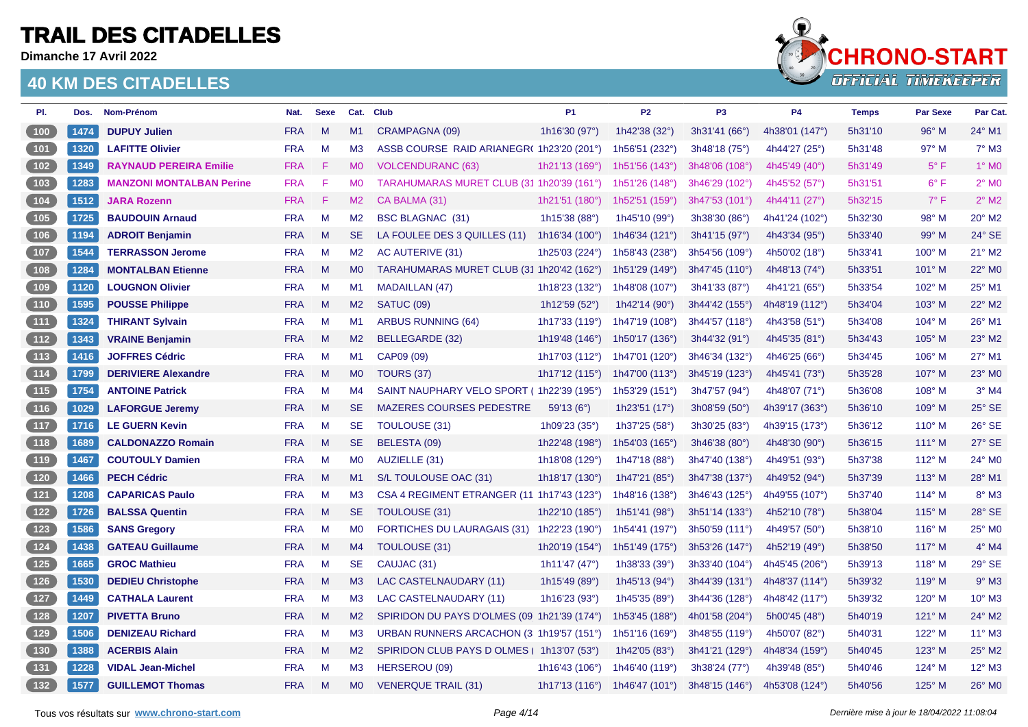# TRAIL DES CITADELLES

**Dimanche 17 Avril 2022**

## 40 KM DES CITADELLES

| Pl. | Dos. | Nom-Prénom | Nat. | Sexe | Cat. | Club | P1 | P2 | P3 | P4 | Temps | Par Sexe | Par Cat. |
|---|---|---|---|---|---|---|---|---|---|---|---|---|---|
| 100 | 1474 | **DUPUY Julien** | FRA | M | M1 | CRAMPAGNA (09) | 1h16'30 (97°) | 1h42'38 (32°) | 3h31'41 (66°) | 4h38'01 (147°) | 5h31'10 | 96° M | 24° M1 |
| 101 | 1320 | **LAFITTE Olivier** | FRA | M | M3 | ASSB COURSE RAID ARIANEGR( | 1h23'20 (201°) | 1h56'51 (232°) | 3h48'18 (75°) | 4h44'27 (25°) | 5h31'48 | 97° M | 7° M3 |
| 102 | 1349 | **RAYNAUD PEREIRA Emilie** | FRA | F | M0 | VOLCENDURANC (63) | 1h21'13 (169°) | 1h51'56 (143°) | 3h48'06 (108°) | 4h45'49 (40°) | 5h31'49 | 5° F | 1° M0 |
| 103 | 1283 | **MANZONI MONTALBAN Perine** | FRA | F | M0 | TARAHUMARAS MURET CLUB (31 | 1h20'39 (161°) | 1h51'26 (148°) | 3h46'29 (102°) | 4h45'52 (57°) | 5h31'51 | 6° F | 2° M0 |
| 104 | 1512 | **JARA Rozenn** | FRA | F | M2 | CA BALMA (31) | 1h21'51 (180°) | 1h52'51 (159°) | 3h47'53 (101°) | 4h44'11 (27°) | 5h32'15 | 7° F | 2° M2 |
| 105 | 1725 | **BAUDOUIN Arnaud** | FRA | M | M2 | BSC BLAGNAC (31) | 1h15'38 (88°) | 1h45'10 (99°) | 3h38'30 (86°) | 4h41'24 (102°) | 5h32'30 | 98° M | 20° M2 |
| 106 | 1194 | **ADROIT Benjamin** | FRA | M | SE | LA FOULEE DES 3 QUILLES (11) | 1h16'34 (100°) | 1h46'34 (121°) | 3h41'15 (97°) | 4h43'34 (95°) | 5h33'40 | 99° M | 24° SE |
| 107 | 1544 | **TERRASSON Jerome** | FRA | M | M2 | AC AUTERIVE (31) | 1h25'03 (224°) | 1h58'43 (238°) | 3h54'56 (109°) | 4h50'02 (18°) | 5h33'41 | 100° M | 21° M2 |
| 108 | 1284 | **MONTALBAN Etienne** | FRA | M | M0 | TARAHUMARAS MURET CLUB (31 | 1h20'42 (162°) | 1h51'29 (149°) | 3h47'45 (110°) | 4h48'13 (74°) | 5h33'51 | 101° M | 22° M0 |
| 109 | 1120 | **LOUGNON Olivier** | FRA | M | M1 | MADAILLAN (47) | 1h18'23 (132°) | 1h48'08 (107°) | 3h41'33 (87°) | 4h41'21 (65°) | 5h33'54 | 102° M | 25° M1 |
| 110 | 1595 | **POUSSE Philippe** | FRA | M | M2 | SATUC (09) | 1h12'59 (52°) | 1h42'14 (90°) | 3h44'42 (155°) | 4h48'19 (112°) | 5h34'04 | 103° M | 22° M2 |
| 111 | 1324 | **THIRANT Sylvain** | FRA | M | M1 | ARBUS RUNNING (64) | 1h17'33 (119°) | 1h47'19 (108°) | 3h44'57 (118°) | 4h43'58 (51°) | 5h34'08 | 104° M | 26° M1 |
| 112 | 1343 | **VRAINE Benjamin** | FRA | M | M2 | BELLEGARDE (32) | 1h19'48 (146°) | 1h50'17 (136°) | 3h44'32 (91°) | 4h45'35 (81°) | 5h34'43 | 105° M | 23° M2 |
| 113 | 1416 | **JOFFRES Cédric** | FRA | M | M1 | CAP09 (09) | 1h17'03 (112°) | 1h47'01 (120°) | 3h46'34 (132°) | 4h46'25 (66°) | 5h34'45 | 106° M | 27° M1 |
| 114 | 1799 | **DERIVIERE Alexandre** | FRA | M | M0 | TOURS (37) | 1h17'12 (115°) | 1h47'00 (113°) | 3h45'19 (123°) | 4h45'41 (73°) | 5h35'28 | 107° M | 23° M0 |
| 115 | 1754 | **ANTOINE Patrick** | FRA | M | M4 | SAINT NAUPHARY VELO SPORT ( | 1h22'39 (195°) | 1h53'29 (151°) | 3h47'57 (94°) | 4h48'07 (71°) | 5h36'08 | 108° M | 3° M4 |
| 116 | 1029 | **LAFORGUE Jeremy** | FRA | M | SE | MAZERES COURSES PEDESTRE | 59'13 (6°) | 1h23'51 (17°) | 3h08'59 (50°) | 4h39'17 (363°) | 5h36'10 | 109° M | 25° SE |
| 117 | 1716 | **LE GUERN Kevin** | FRA | M | SE | TOULOUSE (31) | 1h09'23 (35°) | 1h37'25 (58°) | 3h30'25 (83°) | 4h39'15 (173°) | 5h36'12 | 110° M | 26° SE |
| 118 | 1689 | **CALDONAZZO Romain** | FRA | M | SE | BELESTA (09) | 1h22'48 (198°) | 1h54'03 (165°) | 3h46'38 (80°) | 4h48'30 (90°) | 5h36'15 | 111° M | 27° SE |
| 119 | 1467 | **COUTOULY Damien** | FRA | M | M0 | AUZIELLE (31) | 1h18'08 (129°) | 1h47'18 (88°) | 3h47'40 (138°) | 4h49'51 (93°) | 5h37'38 | 112° M | 24° M0 |
| 120 | 1466 | **PECH Cédric** | FRA | M | M1 | S/L TOULOUSE OAC (31) | 1h18'17 (130°) | 1h47'21 (85°) | 3h47'38 (137°) | 4h49'52 (94°) | 5h37'39 | 113° M | 28° M1 |
| 121 | 1208 | **CAPARICAS Paulo** | FRA | M | M3 | CSA 4 REGIMENT ETRANGER (11 | 1h17'43 (123°) | 1h48'16 (138°) | 3h46'43 (125°) | 4h49'55 (107°) | 5h37'40 | 114° M | 8° M3 |
| 122 | 1726 | **BALSSA Quentin** | FRA | M | SE | TOULOUSE (31) | 1h22'10 (185°) | 1h51'41 (98°) | 3h51'14 (133°) | 4h52'10 (78°) | 5h38'04 | 115° M | 28° SE |
| 123 | 1586 | **SANS Gregory** | FRA | M | M0 | FORTICHES DU LAURAGAIS (31) | 1h22'23 (190°) | 1h54'41 (197°) | 3h50'59 (111°) | 4h49'57 (50°) | 5h38'10 | 116° M | 25° M0 |
| 124 | 1438 | **GATEAU Guillaume** | FRA | M | M4 | TOULOUSE (31) | 1h20'19 (154°) | 1h51'49 (175°) | 3h53'26 (147°) | 4h52'19 (49°) | 5h38'50 | 117° M | 4° M4 |
| 125 | 1665 | **GROC Mathieu** | FRA | M | SE | CAUJAC (31) | 1h11'47 (47°) | 1h38'33 (39°) | 3h33'40 (104°) | 4h45'45 (206°) | 5h39'13 | 118° M | 29° SE |
| 126 | 1530 | **DEDIEU Christophe** | FRA | M | M3 | LAC CASTELNAUDARY (11) | 1h15'49 (89°) | 1h45'13 (94°) | 3h44'39 (131°) | 4h48'37 (114°) | 5h39'32 | 119° M | 9° M3 |
| 127 | 1449 | **CATHALA Laurent** | FRA | M | M3 | LAC CASTELNAUDARY (11) | 1h16'23 (93°) | 1h45'35 (89°) | 3h44'36 (128°) | 4h48'42 (117°) | 5h39'32 | 120° M | 10° M3 |
| 128 | 1207 | **PIVETTA Bruno** | FRA | M | M2 | SPIRIDON DU PAYS D'OLMES (09 | 1h21'39 (174°) | 1h53'45 (188°) | 4h01'58 (204°) | 5h00'45 (48°) | 5h40'19 | 121° M | 24° M2 |
| 129 | 1506 | **DENIZEAU Richard** | FRA | M | M3 | URBAN RUNNERS ARCACHON (3 | 1h19'57 (151°) | 1h51'16 (169°) | 3h48'55 (119°) | 4h50'07 (82°) | 5h40'31 | 122° M | 11° M3 |
| 130 | 1388 | **ACERBIS Alain** | FRA | M | M2 | SPIRIDON CLUB PAYS D OLMES ( | 1h13'07 (53°) | 1h42'05 (83°) | 3h41'21 (129°) | 4h48'34 (159°) | 5h40'45 | 123° M | 25° M2 |
| 131 | 1228 | **VIDAL Jean-Michel** | FRA | M | M3 | HERSEROU (09) | 1h16'43 (106°) | 1h46'40 (119°) | 3h38'24 (77°) | 4h39'48 (85°) | 5h40'46 | 124° M | 12° M3 |
| 132 | 1577 | **GUILLEMOT Thomas** | FRA | M | M0 | VENERQUE TRAIL (31) | 1h17'13 (116°) | 1h46'47 (101°) | 3h48'15 (146°) | 4h53'08 (124°) | 5h40'56 | 125° M | 26° M0 |

Tous vos résultats sur www.chrono-start.com

Dernière mise à jour le 18/04/2022 11:08:04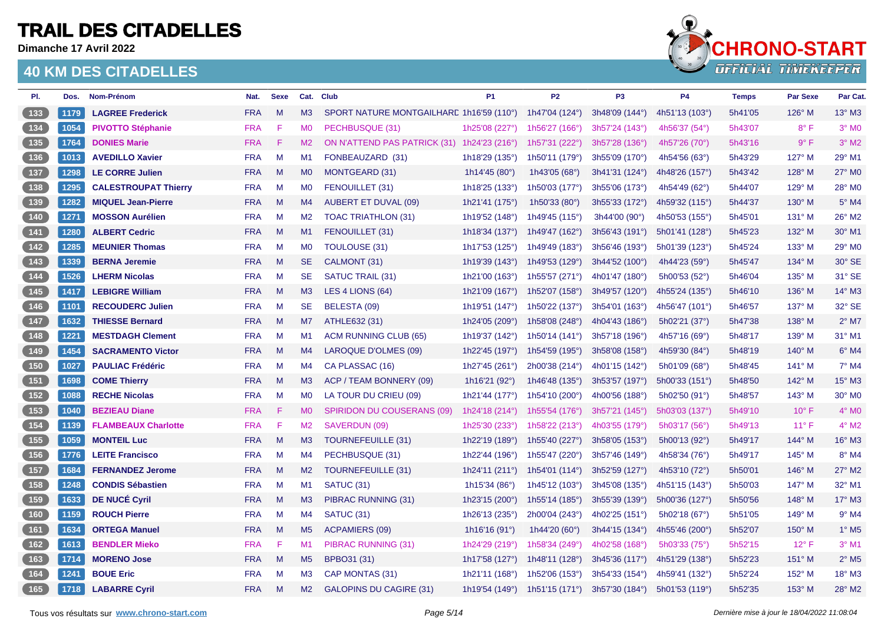# TRAIL DES CITADELLES

**Dimanche 17 Avril 2022**

## 40 KM DES CITADELLES

| Pl. | Dos. | Nom-Prénom | Nat. | Sexe | Cat. | Club | P1 | P2 | P3 | P4 | Temps | Par Sexe | Par Cat. |
|---|---|---|---|---|---|---|---|---|---|---|---|---|---|
| 133 | 1179 | **LAGREE Frederick** | FRA | M | M3 | SPORT NATURE MONTGAILHARD | 1h16'59 (110°) | 1h47'04 (124°) | 3h48'09 (144°) | 4h51'13 (103°) | 5h41'05 | 126° M | 13° M3 |
| 134 | 1054 | **PIVOTTO Stéphanie** | FRA | F | M0 | PECHBUSQUE (31) | 1h25'08 (227°) | 1h56'27 (166°) | 3h57'24 (143°) | 4h56'37 (54°) | 5h43'07 | 8° F | 3° M0 |
| 135 | 1764 | **DONIES Marie** | FRA | F | M2 | ON N'ATTEND PAS PATRICK (31) | 1h24'23 (216°) | 1h57'31 (222°) | 3h57'28 (136°) | 4h57'26 (70°) | 5h43'16 | 9° F | 3° M2 |
| 136 | 1013 | **AVEDILLO Xavier** | FRA | M | M1 | FONBEAUZARD (31) | 1h18'29 (135°) | 1h50'11 (179°) | 3h55'09 (170°) | 4h54'56 (63°) | 5h43'29 | 127° M | 29° M1 |
| 137 | 1298 | **LE CORRE Julien** | FRA | M | M0 | MONTGEARD (31) | 1h14'45 (80°) | 1h43'05 (68°) | 3h41'31 (124°) | 4h48'26 (157°) | 5h43'42 | 128° M | 27° M0 |
| 138 | 1295 | **CALESTROUPAT Thierry** | FRA | M | M0 | FENOUILLET (31) | 1h18'25 (133°) | 1h50'03 (177°) | 3h55'06 (173°) | 4h54'49 (62°) | 5h44'07 | 129° M | 28° M0 |
| 139 | 1282 | **MIQUEL Jean-Pierre** | FRA | M | M4 | AUBERT ET DUVAL (09) | 1h21'41 (175°) | 1h50'33 (80°) | 3h55'33 (172°) | 4h59'32 (115°) | 5h44'37 | 130° M | 5° M4 |
| 140 | 1271 | **MOSSON Aurélien** | FRA | M | M2 | TOAC TRIATHLON (31) | 1h19'52 (148°) | 1h49'45 (115°) | 3h44'00 (90°) | 4h50'53 (155°) | 5h45'01 | 131° M | 26° M2 |
| 141 | 1280 | **ALBERT Cedric** | FRA | M | M1 | FENOUILLET (31) | 1h18'34 (137°) | 1h49'47 (162°) | 3h56'43 (191°) | 5h01'41 (128°) | 5h45'23 | 132° M | 30° M1 |
| 142 | 1285 | **MEUNIER Thomas** | FRA | M | M0 | TOULOUSE (31) | 1h17'53 (125°) | 1h49'49 (183°) | 3h56'46 (193°) | 5h01'39 (123°) | 5h45'24 | 133° M | 29° M0 |
| 143 | 1339 | **BERNA Jeremie** | FRA | M | SE | CALMONT (31) | 1h19'39 (143°) | 1h49'53 (129°) | 3h44'52 (100°) | 4h44'23 (59°) | 5h45'47 | 134° M | 30° SE |
| 144 | 1526 | **LHERM Nicolas** | FRA | M | SE | SATUC TRAIL (31) | 1h21'00 (163°) | 1h55'57 (271°) | 4h01'47 (180°) | 5h00'53 (52°) | 5h46'04 | 135° M | 31° SE |
| 145 | 1417 | **LEBIGRE William** | FRA | M | M3 | LES 4 LIONS (64) | 1h21'09 (167°) | 1h52'07 (158°) | 3h49'57 (120°) | 4h55'24 (135°) | 5h46'10 | 136° M | 14° M3 |
| 146 | 1101 | **RECOUDERC Julien** | FRA | M | SE | BELESTA (09) | 1h19'51 (147°) | 1h50'22 (137°) | 3h54'01 (163°) | 4h56'47 (101°) | 5h46'57 | 137° M | 32° SE |
| 147 | 1632 | **THIESSE Bernard** | FRA | M | M7 | ATHLE632 (31) | 1h24'05 (209°) | 1h58'08 (248°) | 4h04'43 (186°) | 5h02'21 (37°) | 5h47'38 | 138° M | 2° M7 |
| 148 | 1221 | **MESTDAGH Clement** | FRA | M | M1 | ACM RUNNING CLUB (65) | 1h19'37 (142°) | 1h50'14 (141°) | 3h57'18 (196°) | 4h57'16 (69°) | 5h48'17 | 139° M | 31° M1 |
| 149 | 1454 | **SACRAMENTO Victor** | FRA | M | M4 | LAROQUE D'OLMES (09) | 1h22'45 (197°) | 1h54'59 (195°) | 3h58'08 (158°) | 4h59'30 (84°) | 5h48'19 | 140° M | 6° M4 |
| 150 | 1027 | **PAULIAC Frédéric** | FRA | M | M4 | CA PLASSAC (16) | 1h27'45 (261°) | 2h00'38 (214°) | 4h01'15 (142°) | 5h01'09 (68°) | 5h48'45 | 141° M | 7° M4 |
| 151 | 1698 | **COME Thierry** | FRA | M | M3 | ACP / TEAM BONNERY (09) | 1h16'21 (92°) | 1h46'48 (135°) | 3h53'57 (197°) | 5h00'33 (151°) | 5h48'50 | 142° M | 15° M3 |
| 152 | 1088 | **RECHE Nicolas** | FRA | M | M0 | LA TOUR DU CRIEU (09) | 1h21'44 (177°) | 1h54'10 (200°) | 4h00'56 (188°) | 5h02'50 (91°) | 5h48'57 | 143° M | 30° M0 |
| 153 | 1040 | **BEZIEAU Diane** | FRA | F | M0 | SPIRIDON DU COUSERANS (09) | 1h24'18 (214°) | 1h55'54 (176°) | 3h57'21 (145°) | 5h03'03 (137°) | 5h49'10 | 10° F | 4° M0 |
| 154 | 1139 | **FLAMBEAUX Charlotte** | FRA | F | M2 | SAVERDUN (09) | 1h25'30 (233°) | 1h58'22 (213°) | 4h03'55 (179°) | 5h03'17 (56°) | 5h49'13 | 11° F | 4° M2 |
| 155 | 1059 | **MONTEIL Luc** | FRA | M | M3 | TOURNEFEUILLE (31) | 1h22'19 (189°) | 1h55'40 (227°) | 3h58'05 (153°) | 5h00'13 (92°) | 5h49'17 | 144° M | 16° M3 |
| 156 | 1776 | **LEITE Francisco** | FRA | M | M4 | PECHBUSQUE (31) | 1h22'44 (196°) | 1h55'47 (220°) | 3h57'46 (149°) | 4h58'34 (76°) | 5h49'17 | 145° M | 8° M4 |
| 157 | 1684 | **FERNANDEZ Jerome** | FRA | M | M2 | TOURNEFEUILLE (31) | 1h24'11 (211°) | 1h54'01 (114°) | 3h52'59 (127°) | 4h53'10 (72°) | 5h50'01 | 146° M | 27° M2 |
| 158 | 1248 | **CONDIS Sébastien** | FRA | M | M1 | SATUC (31) | 1h15'34 (86°) | 1h45'12 (103°) | 3h45'08 (135°) | 4h51'15 (143°) | 5h50'03 | 147° M | 32° M1 |
| 159 | 1633 | **DE NUCÉ Cyril** | FRA | M | M3 | PIBRAC RUNNING (31) | 1h23'15 (200°) | 1h55'14 (185°) | 3h55'39 (139°) | 5h00'36 (127°) | 5h50'56 | 148° M | 17° M3 |
| 160 | 1159 | **ROUCH Pierre** | FRA | M | M4 | SATUC (31) | 1h26'13 (235°) | 2h00'04 (243°) | 4h02'25 (151°) | 5h02'18 (67°) | 5h51'05 | 149° M | 9° M4 |
| 161 | 1634 | **ORTEGA Manuel** | FRA | M | M5 | ACPAMIERS (09) | 1h16'16 (91°) | 1h44'20 (60°) | 3h44'15 (134°) | 4h55'46 (200°) | 5h52'07 | 150° M | 1° M5 |
| 162 | 1613 | **BENDLER Mieko** | FRA | F | M1 | PIBRAC RUNNING (31) | 1h24'29 (219°) | 1h58'34 (249°) | 4h02'58 (168°) | 5h03'33 (75°) | 5h52'15 | 12° F | 3° M1 |
| 163 | 1714 | **MORENO Jose** | FRA | M | M5 | BPBO31 (31) | 1h17'58 (127°) | 1h48'11 (128°) | 3h45'36 (117°) | 4h51'29 (138°) | 5h52'23 | 151° M | 2° M5 |
| 164 | 1241 | **BOUE Eric** | FRA | M | M3 | CAP MONTAS (31) | 1h21'11 (168°) | 1h52'06 (153°) | 3h54'33 (154°) | 4h59'41 (132°) | 5h52'24 | 152° M | 18° M3 |
| 165 | 1718 | **LABARRE Cyril** | FRA | M | M2 | GALOPINS DU CAGIRE (31) | 1h19'54 (149°) | 1h51'15 (171°) | 3h57'30 (184°) | 5h01'53 (119°) | 5h52'35 | 153° M | 28° M2 |

Tous vos résultats sur www.chrono-start.com

*Dernière mise à jour le 18/04/2022 11:08:04*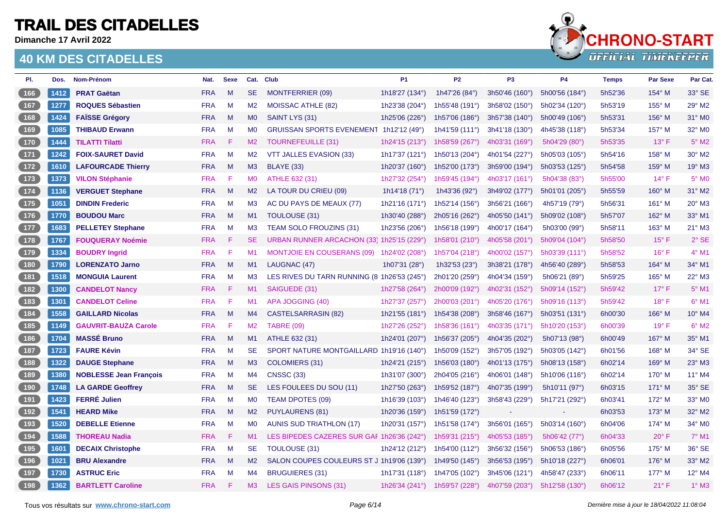# TRAIL DES CITADELLES

**Dimanche 17 Avril 2022**

## 40 KM DES CITADELLES

| Pl. | Dos. | Nom-Prénom | Nat. | Sexe | Cat. | Club | P1 | P2 | P3 | P4 | Temps | Par Sexe | Par Cat. |
|---|---|---|---|---|---|---|---|---|---|---|---|---|---|
| 166 | 1412 | **PRAT Gaëtan** | FRA | M | SE | MONTFERRIER (09) | 1h18'27 (134°) | 1h47'26 (84°) | 3h50'46 (160°) | 5h00'56 (184°) | 5h52'36 | 154° M | 33° SE |
| 167 | 1277 | **ROQUES Sébastien** | FRA | M | M2 | MOISSAC ATHLE (82) | 1h23'38 (204°) | 1h55'48 (191°) | 3h58'02 (150°) | 5h02'34 (120°) | 5h53'19 | 155° M | 29° M2 |
| 168 | 1424 | **FAÏSSE Grégory** | FRA | M | M0 | SAINT LYS (31) | 1h25'06 (226°) | 1h57'06 (186°) | 3h57'38 (140°) | 5h00'49 (106°) | 5h53'31 | 156° M | 31° M0 |
| 169 | 1085 | **THIBAUD Erwann** | FRA | M | M0 | GRUISSAN SPORTS EVENEMENT | 1h12'12 (49°) | 1h41'59 (111°) | 3h41'18 (130°) | 4h45'38 (118°) | 5h53'34 | 157° M | 32° M0 |
| 170 | 1444 | **TILATTI Tilatti** | FRA | F | M2 | TOURNEFEUILLE (31) | 1h24'15 (213°) | 1h58'59 (267°) | 4h03'31 (169°) | 5h04'29 (80°) | 5h53'35 | 13° F | 5° M2 |
| 171 | 1242 | **FOIX-SAURET David** | FRA | M | M2 | VTT JALLES EVASION (33) | 1h17'37 (121°) | 1h50'13 (204°) | 4h01'54 (227°) | 5h05'03 (105°) | 5h54'16 | 158° M | 30° M2 |
| 172 | 1610 | **LAFOURCADE Thierry** | FRA | M | M3 | BLAYE (33) | 1h20'37 (160°) | 1h52'00 (173°) | 3h59'00 (194°) | 5h03'53 (125°) | 5h54'58 | 159° M | 19° M3 |
| 173 | 1373 | **VILON Stéphanie** | FRA | F | M0 | ATHLE 632 (31) | 1h27'32 (254°) | 1h59'45 (194°) | 4h03'17 (161°) | 5h04'38 (83°) | 5h55'00 | 14° F | 5° M0 |
| 174 | 1136 | **VERGUET Stephane** | FRA | M | M2 | LA TOUR DU CRIEU (09) | 1h14'18 (71°) | 1h43'36 (92°) | 3h49'02 (177°) | 5h01'01 (205°) | 5h55'59 | 160° M | 31° M2 |
| 175 | 1051 | **DINDIN Frederic** | FRA | M | M3 | AC DU PAYS DE MEAUX (77) | 1h21'16 (171°) | 1h52'14 (156°) | 3h56'21 (166°) | 4h57'19 (79°) | 5h56'31 | 161° M | 20° M3 |
| 176 | 1770 | **BOUDOU Marc** | FRA | M | M1 | TOULOUSE (31) | 1h30'40 (288°) | 2h05'16 (262°) | 4h05'50 (141°) | 5h09'02 (108°) | 5h57'07 | 162° M | 33° M1 |
| 177 | 1683 | **PELLETEY Stephane** | FRA | M | M3 | TEAM SOLO FROUZINS (31) | 1h23'56 (206°) | 1h56'18 (199°) | 4h00'17 (164°) | 5h03'00 (99°) | 5h58'11 | 163° M | 21° M3 |
| 178 | 1767 | **FOUQUERAY Noémie** | FRA | F | SE | URBAN RUNNER ARCACHON (33) | 1h25'15 (229°) | 1h58'01 (210°) | 4h05'58 (201°) | 5h09'04 (104°) | 5h58'50 | 15° F | 2° SE |
| 179 | 1334 | **BOUDRY Ingrid** | FRA | F | M1 | MONTJOIE EN COUSERANS (09) | 1h24'02 (208°) | 1h57'04 (218°) | 4h00'02 (157°) | 5h03'39 (111°) | 5h58'52 | 16° F | 4° M1 |
| 180 | 1790 | **LORENZATO Jarno** | FRA | M | M1 | LAUGNAC (47) | 1h07'31 (28°) | 1h32'53 (23°) | 3h38'21 (178°) | 4h56'40 (289°) | 5h58'53 | 164° M | 34° M1 |
| 181 | 1518 | **MONGUIA Laurent** | FRA | M | M3 | LES RIVES DU TARN RUNNING (8 | 1h26'53 (245°) | 2h01'20 (259°) | 4h04'34 (159°) | 5h06'21 (89°) | 5h59'25 | 165° M | 22° M3 |
| 182 | 1300 | **CANDELOT Nancy** | FRA | F | M1 | SAIGUEDE (31) | 1h27'58 (264°) | 2h00'09 (192°) | 4h02'31 (152°) | 5h09'14 (152°) | 5h59'42 | 17° F | 5° M1 |
| 183 | 1301 | **CANDELOT Celine** | FRA | F | M1 | APA JOGGING (40) | 1h27'37 (257°) | 2h00'03 (201°) | 4h05'20 (176°) | 5h09'16 (113°) | 5h59'42 | 18° F | 6° M1 |
| 184 | 1558 | **GAILLARD Nicolas** | FRA | M | M4 | CASTELSARRASIN (82) | 1h21'55 (181°) | 1h54'38 (208°) | 3h58'46 (167°) | 5h03'51 (131°) | 6h00'30 | 166° M | 10° M4 |
| 185 | 1149 | **GAUVRIT-BAUZA Carole** | FRA | F | M2 | TABRE (09) | 1h27'26 (252°) | 1h58'36 (161°) | 4h03'35 (171°) | 5h10'20 (153°) | 6h00'39 | 19° F | 6° M2 |
| 186 | 1704 | **MASSÉ Bruno** | FRA | M | M1 | ATHLE 632 (31) | 1h24'01 (207°) | 1h56'37 (205°) | 4h04'35 (202°) | 5h07'13 (98°) | 6h00'49 | 167° M | 35° M1 |
| 187 | 1723 | **FAURE Kévin** | FRA | M | SE | SPORT NATURE MONTGAILLARD | 1h19'16 (140°) | 1h50'09 (152°) | 3h57'05 (192°) | 5h03'05 (142°) | 6h01'56 | 168° M | 34° SE |
| 188 | 1322 | **DAUGE Stephane** | FRA | M | M3 | COLOMIERS (31) | 1h24'21 (215°) | 1h56'03 (180°) | 4h01'13 (175°) | 5h08'13 (158°) | 6h02'14 | 169° M | 23° M3 |
| 189 | 1380 | **NOBLESSE Jean François** | FRA | M | M4 | CNSSC (33) | 1h31'07 (300°) | 2h04'05 (216°) | 4h06'01 (148°) | 5h10'06 (116°) | 6h02'14 | 170° M | 11° M4 |
| 190 | 1748 | **LA GARDE Geoffrey** | FRA | M | SE | LES FOULEES DU SOU (11) | 1h27'50 (263°) | 1h59'52 (187°) | 4h07'35 (199°) | 5h10'11 (97°) | 6h03'15 | 171° M | 35° SE |
| 191 | 1423 | **FERRÉ Julien** | FRA | M | M0 | TEAM DPOTES (09) | 1h16'39 (103°) | 1h46'40 (123°) | 3h58'43 (229°) | 5h17'21 (292°) | 6h03'41 | 172° M | 33° M0 |
| 192 | 1541 | **HEARD Mike** | FRA | M | M2 | PUYLAURENS (81) | 1h20'36 (159°) | 1h51'59 (172°) | - | - | 6h03'53 | 173° M | 32° M2 |
| 193 | 1520 | **DEBELLE Etienne** | FRA | M | M0 | AUNIS SUD TRIATHLON (17) | 1h20'31 (157°) | 1h51'58 (174°) | 3h56'01 (165°) | 5h03'14 (160°) | 6h04'06 | 174° M | 34° M0 |
| 194 | 1588 | **THOREAU Nadia** | FRA | F | M1 | LES BIPEDES CAZERES SUR GAI | 1h26'36 (242°) | 1h59'31 (215°) | 4h05'53 (185°) | 5h06'42 (77°) | 6h04'33 | 20° F | 7° M1 |
| 195 | 1601 | **DECAIX Christophe** | FRA | M | SE | TOULOUSE (31) | 1h24'12 (212°) | 1h54'00 (112°) | 3h56'32 (156°) | 5h06'53 (186°) | 6h05'56 | 175° M | 36° SE |
| 196 | 1021 | **BRU Alexandre** | FRA | M | M2 | SALON COUPES COULEURS ST J | 1h19'06 (139°) | 1h49'50 (145°) | 3h56'53 (195°) | 5h10'18 (227°) | 6h06'01 | 176° M | 33° M2 |
| 197 | 1730 | **ASTRUC Eric** | FRA | M | M4 | BRUGUIERES (31) | 1h17'31 (118°) | 1h47'05 (102°) | 3h45'06 (121°) | 4h58'47 (233°) | 6h06'11 | 177° M | 12° M4 |
| 198 | 1362 | **BARTLETT Caroline** | FRA | F | M3 | LES GAIS PINSONS (31) | 1h26'34 (241°) | 1h59'57 (228°) | 4h07'59 (203°) | 5h12'58 (130°) | 6h06'12 | 21° F | 1° M3 |

Tous vos résultats sur **www.chrono-start.com**

*Dernière mise à jour le 18/04/2022 11:08:04*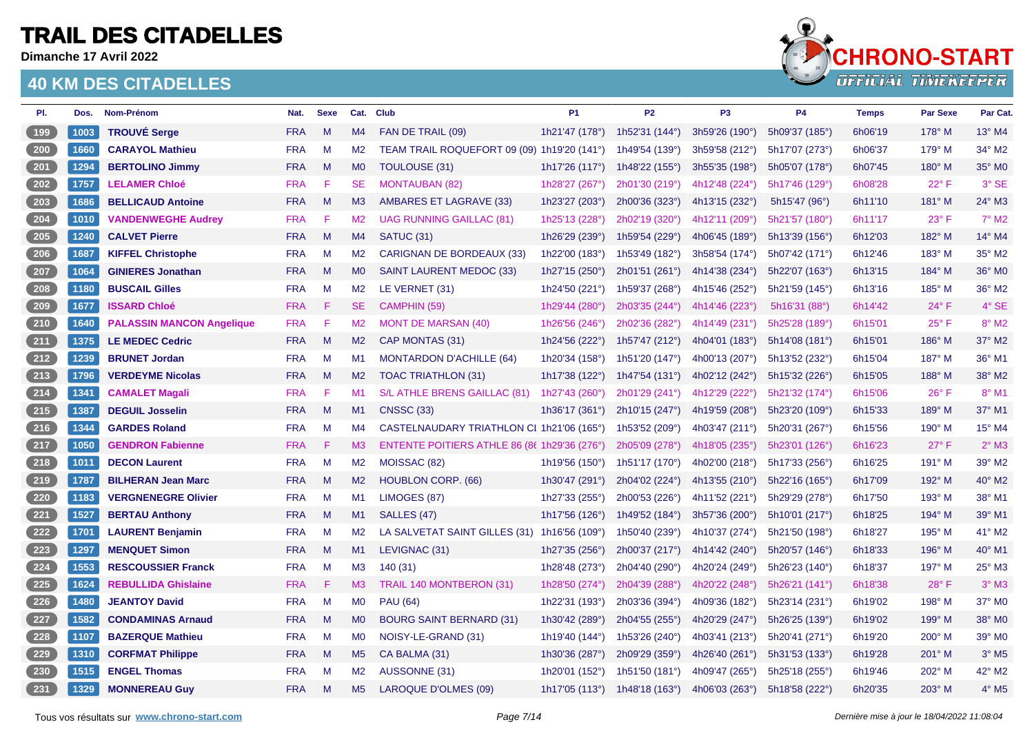# TRAIL DES CITADELLES

**Dimanche 17 Avril 2022**

## 40 KM DES CITADELLES

| Pl. | Dos. | Nom-Prénom | Nat. | Sexe | Cat. | Club | P1 | P2 | P3 | P4 | Temps | Par Sexe | Par Cat. |
|---|---|---|---|---|---|---|---|---|---|---|---|---|---|
| 199 | 1003 | **TROUVÉ Serge** | FRA | M | M4 | FAN DE TRAIL (09) | 1h21'47 (178°) | 1h52'31 (144°) | 3h59'26 (190°) | 5h09'37 (185°) | 6h06'19 | 178° M | 13° M4 |
| 200 | 1660 | **CARAYOL Mathieu** | FRA | M | M2 | TEAM TRAIL ROQUEFORT 09 (09) | 1h19'20 (141°) | 1h49'54 (139°) | 3h59'58 (212°) | 5h17'07 (273°) | 6h06'37 | 179° M | 34° M2 |
| 201 | 1294 | **BERTOLINO Jimmy** | FRA | M | M0 | TOULOUSE (31) | 1h17'26 (117°) | 1h48'22 (155°) | 3h55'35 (198°) | 5h05'07 (178°) | 6h07'45 | 180° M | 35° M0 |
| 202 | 1757 | **LELAMER Chloé** | FRA | F | SE | MONTAUBAN (82) | 1h28'27 (267°) | 2h01'30 (219°) | 4h12'48 (224°) | 5h17'46 (129°) | 6h08'28 | 22° F | 3° SE |
| 203 | 1686 | **BELLICAUD Antoine** | FRA | M | M3 | AMBARES ET LAGRAVE (33) | 1h23'27 (203°) | 2h00'36 (323°) | 4h13'15 (232°) | 5h15'47 (96°) | 6h11'10 | 181° M | 24° M3 |
| 204 | 1010 | **VANDENWEGHE Audrey** | FRA | F | M2 | UAG RUNNING GAILLAC (81) | 1h25'13 (228°) | 2h02'19 (320°) | 4h12'11 (209°) | 5h21'57 (180°) | 6h11'17 | 23° F | 7° M2 |
| 205 | 1240 | **CALVET Pierre** | FRA | M | M4 | SATUC (31) | 1h26'29 (239°) | 1h59'54 (229°) | 4h06'45 (189°) | 5h13'39 (156°) | 6h12'03 | 182° M | 14° M4 |
| 206 | 1687 | **KIFFEL Christophe** | FRA | M | M2 | CARIGNAN DE BORDEAUX (33) | 1h22'00 (183°) | 1h53'49 (182°) | 3h58'54 (174°) | 5h07'42 (171°) | 6h12'46 | 183° M | 35° M2 |
| 207 | 1064 | **GINIERES Jonathan** | FRA | M | M0 | SAINT LAURENT MEDOC (33) | 1h27'15 (250°) | 2h01'51 (261°) | 4h14'38 (234°) | 5h22'07 (163°) | 6h13'15 | 184° M | 36° M0 |
| 208 | 1180 | **BUSCAIL Gilles** | FRA | M | M2 | LE VERNET (31) | 1h24'50 (221°) | 1h59'37 (268°) | 4h15'46 (252°) | 5h21'59 (145°) | 6h13'16 | 185° M | 36° M2 |
| 209 | 1677 | **ISSARD Chloé** | FRA | F | SE | CAMPHIN (59) | 1h29'44 (280°) | 2h03'35 (244°) | 4h14'46 (223°) | 5h16'31 (88°) | 6h14'42 | 24° F | 4° SE |
| 210 | 1640 | **PALASSIN MANCON Angelique** | FRA | F | M2 | MONT DE MARSAN (40) | 1h26'56 (246°) | 2h02'36 (282°) | 4h14'49 (231°) | 5h25'28 (189°) | 6h15'01 | 25° F | 8° M2 |
| 211 | 1375 | **LE MEDEC Cedric** | FRA | M | M2 | CAP MONTAS (31) | 1h24'56 (222°) | 1h57'47 (212°) | 4h04'01 (183°) | 5h14'08 (181°) | 6h15'01 | 186° M | 37° M2 |
| 212 | 1239 | **BRUNET Jordan** | FRA | M | M1 | MONTARDON D'ACHILLE (64) | 1h20'34 (158°) | 1h51'20 (147°) | 4h00'13 (207°) | 5h13'52 (232°) | 6h15'04 | 187° M | 36° M1 |
| 213 | 1796 | **VERDEYME Nicolas** | FRA | M | M2 | TOAC TRIATHLON (31) | 1h17'38 (122°) | 1h47'54 (131°) | 4h02'12 (242°) | 5h15'32 (226°) | 6h15'05 | 188° M | 38° M2 |
| 214 | 1341 | **CAMALET Magali** | FRA | F | M1 | S/L ATHLE BRENS GAILLAC (81) | 1h27'43 (260°) | 2h01'29 (241°) | 4h12'29 (222°) | 5h21'32 (174°) | 6h15'06 | 26° F | 8° M1 |
| 215 | 1387 | **DEGUIL Josselin** | FRA | M | M1 | CNSSC (33) | 1h36'17 (361°) | 2h10'15 (247°) | 4h19'59 (208°) | 5h23'20 (109°) | 6h15'33 | 189° M | 37° M1 |
| 216 | 1344 | **GARDES Roland** | FRA | M | M4 | CASTELNAUDARY TRIATHLON CI | 1h21'06 (165°) | 1h53'52 (209°) | 4h03'47 (211°) | 5h20'31 (267°) | 6h15'56 | 190° M | 15° M4 |
| 217 | 1050 | **GENDRON Fabienne** | FRA | F | M3 | ENTENTE POITIERS ATHLE 86 (8( | 1h29'36 (276°) | 2h05'09 (278°) | 4h18'05 (235°) | 5h23'01 (126°) | 6h16'23 | 27° F | 2° M3 |
| 218 | 1011 | **DECON Laurent** | FRA | M | M2 | MOISSAC (82) | 1h19'56 (150°) | 1h51'17 (170°) | 4h02'00 (218°) | 5h17'33 (256°) | 6h16'25 | 191° M | 39° M2 |
| 219 | 1787 | **BILHERAN Jean Marc** | FRA | M | M2 | HOUBLON CORP. (66) | 1h30'47 (291°) | 2h04'02 (224°) | 4h13'55 (210°) | 5h22'16 (165°) | 6h17'09 | 192° M | 40° M2 |
| 220 | 1183 | **VERGNENEGRE Olivier** | FRA | M | M1 | LIMOGES (87) | 1h27'33 (255°) | 2h00'53 (226°) | 4h11'52 (221°) | 5h29'29 (278°) | 6h17'50 | 193° M | 38° M1 |
| 221 | 1527 | **BERTAU Anthony** | FRA | M | M1 | SALLES (47) | 1h17'56 (126°) | 1h49'52 (184°) | 3h57'36 (200°) | 5h10'01 (217°) | 6h18'25 | 194° M | 39° M1 |
| 222 | 1701 | **LAURENT Benjamin** | FRA | M | M2 | LA SALVETAT SAINT GILLES (31) | 1h16'56 (109°) | 1h50'40 (239°) | 4h10'37 (274°) | 5h21'50 (198°) | 6h18'27 | 195° M | 41° M2 |
| 223 | 1297 | **MENQUET Simon** | FRA | M | M1 | LEVIGNAC (31) | 1h27'35 (256°) | 2h00'37 (217°) | 4h14'42 (240°) | 5h20'57 (146°) | 6h18'33 | 196° M | 40° M1 |
| 224 | 1553 | **RESCOUSSIER Franck** | FRA | M | M3 | 140 (31) | 1h28'48 (273°) | 2h04'40 (290°) | 4h20'24 (249°) | 5h26'23 (140°) | 6h18'37 | 197° M | 25° M3 |
| 225 | 1624 | **REBULLIDA Ghislaine** | FRA | F | M3 | TRAIL 140 MONTBERON (31) | 1h28'50 (274°) | 2h04'39 (288°) | 4h20'22 (248°) | 5h26'21 (141°) | 6h18'38 | 28° F | 3° M3 |
| 226 | 1480 | **JEANTOY David** | FRA | M | M0 | PAU (64) | 1h22'31 (193°) | 2h03'36 (394°) | 4h09'36 (182°) | 5h23'14 (231°) | 6h19'02 | 198° M | 37° M0 |
| 227 | 1582 | **CONDAMINAS Arnaud** | FRA | M | M0 | BOURG SAINT BERNARD (31) | 1h30'42 (289°) | 2h04'55 (255°) | 4h20'29 (247°) | 5h26'25 (139°) | 6h19'02 | 199° M | 38° M0 |
| 228 | 1107 | **BAZERQUE Mathieu** | FRA | M | M0 | NOISY-LE-GRAND (31) | 1h19'40 (144°) | 1h53'26 (240°) | 4h03'41 (213°) | 5h20'41 (271°) | 6h19'20 | 200° M | 39° M0 |
| 229 | 1310 | **CORFMAT Philippe** | FRA | M | M5 | CA BALMA (31) | 1h30'36 (287°) | 2h09'29 (359°) | 4h26'40 (261°) | 5h31'53 (133°) | 6h19'28 | 201° M | 3° M5 |
| 230 | 1515 | **ENGEL Thomas** | FRA | M | M2 | AUSSONNE (31) | 1h20'01 (152°) | 1h51'50 (181°) | 4h09'47 (265°) | 5h25'18 (255°) | 6h19'46 | 202° M | 42° M2 |
| 231 | 1329 | **MONNEREAU Guy** | FRA | M | M5 | LAROQUE D'OLMES (09) | 1h17'05 (113°) | 1h48'18 (163°) | 4h06'03 (263°) | 5h18'58 (222°) | 6h20'35 | 203° M | 4° M5 |

Tous vos résultats sur www.chrono-start.com

*Dernière mise à jour le 18/04/2022 11:08:04*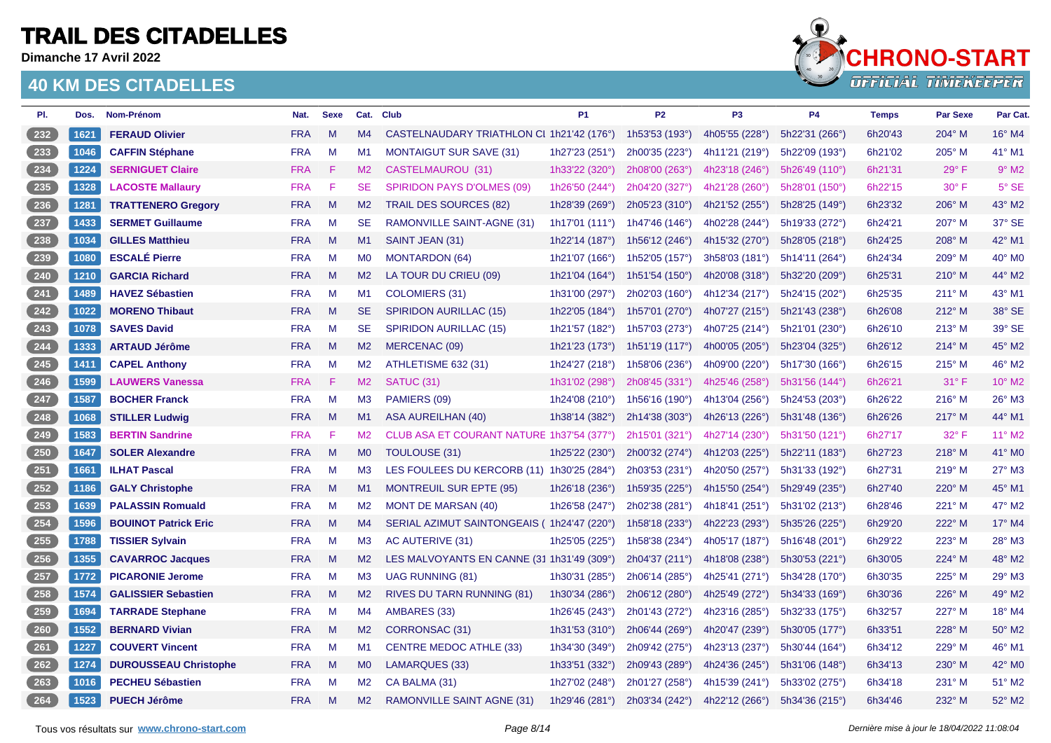# TRAIL DES CITADELLES

**Dimanche 17 Avril 2022**

## 40 KM DES CITADELLES

| Pl. | Dos. | Nom-Prénom | Nat. | Sexe | Cat. | Club | P1 | P2 | P3 | P4 | Temps | Par Sexe | Par Cat. |
|---|---|---|---|---|---|---|---|---|---|---|---|---|---|
| 232 | 1621 | **FERAUD Olivier** | FRA | M | M4 | CASTELNAUDARY TRIATHLON CL | 1h21'42 (176°) | 1h53'53 (193°) | 4h05'55 (228°) | 5h22'31 (266°) | 6h20'43 | 204° M | 16° M4 |
| 233 | 1046 | **CAFFIN Stéphane** | FRA | M | M1 | MONTAIGUT SUR SAVE (31) | 1h27'23 (251°) | 2h00'35 (223°) | 4h11'21 (219°) | 5h22'09 (193°) | 6h21'02 | 205° M | 41° M1 |
| 234 | 1224 | **SERNIGUET Claire** | FRA | F | M2 | CASTELMAUROU (31) | 1h33'22 (320°) | 2h08'00 (263°) | 4h23'18 (246°) | 5h26'49 (110°) | 6h21'31 | 29° F | 9° M2 |
| 235 | 1328 | **LACOSTE Mallaury** | FRA | F | SE | SPIRIDON PAYS D'OLMES (09) | 1h26'50 (244°) | 2h04'20 (327°) | 4h21'28 (260°) | 5h28'01 (150°) | 6h22'15 | 30° F | 5° SE |
| 236 | 1281 | **TRATTENERO Gregory** | FRA | M | M2 | TRAIL DES SOURCES (82) | 1h28'39 (269°) | 2h05'23 (310°) | 4h21'52 (255°) | 5h28'25 (149°) | 6h23'32 | 206° M | 43° M2 |
| 237 | 1433 | **SERMET Guillaume** | FRA | M | SE | RAMONVILLE SAINT-AGNE (31) | 1h17'01 (111°) | 1h47'46 (146°) | 4h02'28 (244°) | 5h19'33 (272°) | 6h24'21 | 207° M | 37° SE |
| 238 | 1034 | **GILLES Matthieu** | FRA | M | M1 | SAINT JEAN (31) | 1h22'14 (187°) | 1h56'12 (246°) | 4h15'32 (270°) | 5h28'05 (218°) | 6h24'25 | 208° M | 42° M1 |
| 239 | 1080 | **ESCALÉ Pierre** | FRA | M | M0 | MONTARDON (64) | 1h21'07 (166°) | 1h52'05 (157°) | 3h58'03 (181°) | 5h14'11 (264°) | 6h24'34 | 209° M | 40° M0 |
| 240 | 1210 | **GARCIA Richard** | FRA | M | M2 | LA TOUR DU CRIEU (09) | 1h21'04 (164°) | 1h51'54 (150°) | 4h20'08 (318°) | 5h32'20 (209°) | 6h25'31 | 210° M | 44° M2 |
| 241 | 1489 | **HAVEZ Sébastien** | FRA | M | M1 | COLOMIERS (31) | 1h31'00 (297°) | 2h02'03 (160°) | 4h12'34 (217°) | 5h24'15 (202°) | 6h25'35 | 211° M | 43° M1 |
| 242 | 1022 | **MORENO Thibaut** | FRA | M | SE | SPIRIDON AURILLAC (15) | 1h22'05 (184°) | 1h57'01 (270°) | 4h07'27 (215°) | 5h21'43 (238°) | 6h26'08 | 212° M | 38° SE |
| 243 | 1078 | **SAVES David** | FRA | M | SE | SPIRIDON AURILLAC (15) | 1h21'57 (182°) | 1h57'03 (273°) | 4h07'25 (214°) | 5h21'01 (230°) | 6h26'10 | 213° M | 39° SE |
| 244 | 1333 | **ARTAUD Jérôme** | FRA | M | M2 | MERCENAC (09) | 1h21'23 (173°) | 1h51'19 (117°) | 4h00'05 (205°) | 5h23'04 (325°) | 6h26'12 | 214° M | 45° M2 |
| 245 | 1411 | **CAPEL Anthony** | FRA | M | M2 | ATHLETISME 632 (31) | 1h24'27 (218°) | 1h58'06 (236°) | 4h09'00 (220°) | 5h17'30 (166°) | 6h26'15 | 215° M | 46° M2 |
| 246 | 1599 | **LAUWERS Vanessa** | FRA | F | M2 | SATUC (31) | 1h31'02 (298°) | 2h08'45 (331°) | 4h25'46 (258°) | 5h31'56 (144°) | 6h26'21 | 31° F | 10° M2 |
| 247 | 1587 | **BOCHER Franck** | FRA | M | M3 | PAMIERS (09) | 1h24'08 (210°) | 1h56'16 (190°) | 4h13'04 (256°) | 5h24'53 (203°) | 6h26'22 | 216° M | 26° M3 |
| 248 | 1068 | **STILLER Ludwig** | FRA | M | M1 | ASA AUREILHAN (40) | 1h38'14 (382°) | 2h14'38 (303°) | 4h26'13 (226°) | 5h31'48 (136°) | 6h26'26 | 217° M | 44° M1 |
| 249 | 1583 | **BERTIN Sandrine** | FRA | F | M2 | CLUB ASA ET COURANT NATURE | 1h37'54 (377°) | 2h15'01 (321°) | 4h27'14 (230°) | 5h31'50 (121°) | 6h27'17 | 32° F | 11° M2 |
| 250 | 1647 | **SOLER Alexandre** | FRA | M | M0 | TOULOUSE (31) | 1h25'22 (230°) | 2h00'32 (274°) | 4h12'03 (225°) | 5h22'11 (183°) | 6h27'23 | 218° M | 41° M0 |
| 251 | 1661 | **ILHAT Pascal** | FRA | M | M3 | LES FOULEES DU KERCORB (11) | 1h30'25 (284°) | 2h03'53 (231°) | 4h20'50 (257°) | 5h31'33 (192°) | 6h27'31 | 219° M | 27° M3 |
| 252 | 1186 | **GALY Christophe** | FRA | M | M1 | MONTREUIL SUR EPTE (95) | 1h26'18 (236°) | 1h59'35 (225°) | 4h15'50 (254°) | 5h29'49 (235°) | 6h27'40 | 220° M | 45° M1 |
| 253 | 1639 | **PALASSIN Romuald** | FRA | M | M2 | MONT DE MARSAN (40) | 1h26'58 (247°) | 2h02'38 (281°) | 4h18'41 (251°) | 5h31'02 (213°) | 6h28'46 | 221° M | 47° M2 |
| 254 | 1596 | **BOUINOT Patrick Eric** | FRA | M | M4 | SERIAL AZIMUT SAINTONGEAIS ( | 1h24'47 (220°) | 1h58'18 (233°) | 4h22'23 (293°) | 5h35'26 (225°) | 6h29'20 | 222° M | 17° M4 |
| 255 | 1788 | **TISSIER Sylvain** | FRA | M | M3 | AC AUTERIVE (31) | 1h25'05 (225°) | 1h58'38 (234°) | 4h05'17 (187°) | 5h16'48 (201°) | 6h29'22 | 223° M | 28° M3 |
| 256 | 1355 | **CAVARROC Jacques** | FRA | M | M2 | LES MALVOYANTS EN CANNE (31 | 1h31'49 (309°) | 2h04'37 (211°) | 4h18'08 (238°) | 5h30'53 (221°) | 6h30'05 | 224° M | 48° M2 |
| 257 | 1772 | **PICARONIE Jerome** | FRA | M | M3 | UAG RUNNING (81) | 1h30'31 (285°) | 2h06'14 (285°) | 4h25'41 (271°) | 5h34'28 (170°) | 6h30'35 | 225° M | 29° M3 |
| 258 | 1574 | **GALISSIER Sebastien** | FRA | M | M2 | RIVES DU TARN RUNNING (81) | 1h30'34 (286°) | 2h06'12 (280°) | 4h25'49 (272°) | 5h34'33 (169°) | 6h30'36 | 226° M | 49° M2 |
| 259 | 1694 | **TARRADE Stephane** | FRA | M | M4 | AMBARES (33) | 1h26'45 (243°) | 2h01'43 (272°) | 4h23'16 (285°) | 5h32'33 (175°) | 6h32'57 | 227° M | 18° M4 |
| 260 | 1552 | **BERNARD Vivian** | FRA | M | M2 | CORRONSAC (31) | 1h31'53 (310°) | 2h06'44 (269°) | 4h20'47 (239°) | 5h30'05 (177°) | 6h33'51 | 228° M | 50° M2 |
| 261 | 1227 | **COUVERT Vincent** | FRA | M | M1 | CENTRE MEDOC ATHLE (33) | 1h34'30 (349°) | 2h09'42 (275°) | 4h23'13 (237°) | 5h30'44 (164°) | 6h34'12 | 229° M | 46° M1 |
| 262 | 1274 | **DUROUSSEAU Christophe** | FRA | M | M0 | LAMARQUES (33) | 1h33'51 (332°) | 2h09'43 (289°) | 4h24'36 (245°) | 5h31'06 (148°) | 6h34'13 | 230° M | 42° M0 |
| 263 | 1016 | **PECHEU Sébastien** | FRA | M | M2 | CA BALMA (31) | 1h27'02 (248°) | 2h01'27 (258°) | 4h15'39 (241°) | 5h33'02 (275°) | 6h34'18 | 231° M | 51° M2 |
| 264 | 1523 | **PUECH Jérôme** | FRA | M | M2 | RAMONVILLE SAINT AGNE (31) | 1h29'46 (281°) | 2h03'34 (242°) | 4h22'12 (266°) | 5h34'36 (215°) | 6h34'46 | 232° M | 52° M2 |

Tous vos résultats sur **www.chrono-start.com**

*Dernière mise à jour le 18/04/2022 11:08:04*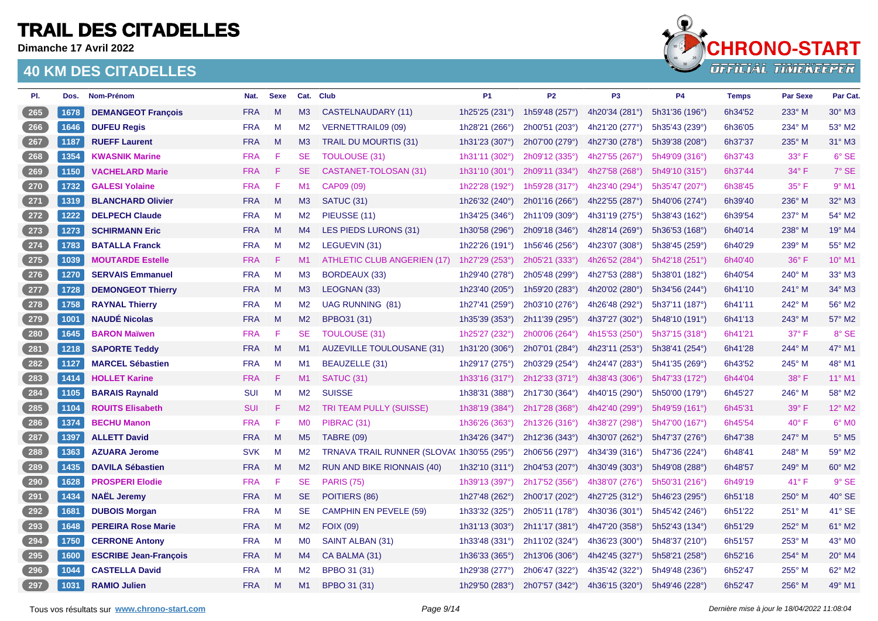# TRAIL DES CITADELLES

**Dimanche 17 Avril 2022**

## 40 KM DES CITADELLES

| Pl. | Dos. | Nom-Prénom | Nat. | Sexe | Cat. | Club | P1 | P2 | P3 | P4 | Temps | Par Sexe | Par Cat. |
|---|---|---|---|---|---|---|---|---|---|---|---|---|---|
| 265 | 1678 | **DEMANGEOT François** | FRA | M | M3 | CASTELNAUDARY (11) | 1h25'25 (231°) | 1h59'48 (257°) | 4h20'34 (281°) | 5h31'36 (196°) | 6h34'52 | 233° M | 30° M3 |
| 266 | 1646 | **DUFEU Regis** | FRA | M | M2 | VERNETTRAIL09 (09) | 1h28'21 (266°) | 2h00'51 (203°) | 4h21'20 (277°) | 5h35'43 (239°) | 6h36'05 | 234° M | 53° M2 |
| 267 | 1187 | **RUEFF Laurent** | FRA | M | M3 | TRAIL DU MOURTIS (31) | 1h31'23 (307°) | 2h07'00 (279°) | 4h27'30 (278°) | 5h39'38 (208°) | 6h37'37 | 235° M | 31° M3 |
| 268 | 1354 | **KWASNIK Marine** | FRA | F | SE | TOULOUSE (31) | 1h31'11 (302°) | 2h09'12 (335°) | 4h27'55 (267°) | 5h49'09 (316°) | 6h37'43 | 33° F | 6° SE |
| 269 | 1150 | **VACHELARD Marie** | FRA | F | SE | CASTANET-TOLOSAN (31) | 1h31'10 (301°) | 2h09'11 (334°) | 4h27'58 (268°) | 5h49'10 (315°) | 6h37'44 | 34° F | 7° SE |
| 270 | 1732 | **GALESI Yolaine** | FRA | F | M1 | CAP09 (09) | 1h22'28 (192°) | 1h59'28 (317°) | 4h23'40 (294°) | 5h35'47 (207°) | 6h38'45 | 35° F | 9° M1 |
| 271 | 1319 | **BLANCHARD Olivier** | FRA | M | M3 | SATUC (31) | 1h26'32 (240°) | 2h01'16 (266°) | 4h22'55 (287°) | 5h40'06 (274°) | 6h39'40 | 236° M | 32° M3 |
| 272 | 1222 | **DELPECH Claude** | FRA | M | M2 | PIEUSSE (11) | 1h34'25 (346°) | 2h11'09 (309°) | 4h31'19 (275°) | 5h38'43 (162°) | 6h39'54 | 237° M | 54° M2 |
| 273 | 1273 | **SCHIRMANN Eric** | FRA | M | M4 | LES PIEDS LURONS (31) | 1h30'58 (296°) | 2h09'18 (346°) | 4h28'14 (269°) | 5h36'53 (168°) | 6h40'14 | 238° M | 19° M4 |
| 274 | 1783 | **BATALLA Franck** | FRA | M | M2 | LEGUEVIN (31) | 1h22'26 (191°) | 1h56'46 (256°) | 4h23'07 (308°) | 5h38'45 (259°) | 6h40'29 | 239° M | 55° M2 |
| 275 | 1039 | **MOUTARDE Estelle** | FRA | F | M1 | ATHLETIC CLUB ANGERIEN (17) | 1h27'29 (253°) | 2h05'21 (333°) | 4h26'52 (284°) | 5h42'18 (251°) | 6h40'40 | 36° F | 10° M1 |
| 276 | 1270 | **SERVAIS Emmanuel** | FRA | M | M3 | BORDEAUX (33) | 1h29'40 (278°) | 2h05'48 (299°) | 4h27'53 (288°) | 5h38'01 (182°) | 6h40'54 | 240° M | 33° M3 |
| 277 | 1728 | **DEMONGEOT Thierry** | FRA | M | M3 | LEOGNAN (33) | 1h23'40 (205°) | 1h59'20 (283°) | 4h20'02 (280°) | 5h34'56 (244°) | 6h41'10 | 241° M | 34° M3 |
| 278 | 1758 | **RAYNAL Thierry** | FRA | M | M2 | UAG RUNNING (81) | 1h27'41 (259°) | 2h03'10 (276°) | 4h26'48 (292°) | 5h37'11 (187°) | 6h41'11 | 242° M | 56° M2 |
| 279 | 1001 | **NAUDÉ Nicolas** | FRA | M | M2 | BPBO31 (31) | 1h35'39 (353°) | 2h11'39 (295°) | 4h37'27 (302°) | 5h48'10 (191°) | 6h41'13 | 243° M | 57° M2 |
| 280 | 1645 | **BARON Maïwen** | FRA | F | SE | TOULOUSE (31) | 1h25'27 (232°) | 2h00'06 (264°) | 4h15'53 (250°) | 5h37'15 (318°) | 6h41'21 | 37° F | 8° SE |
| 281 | 1218 | **SAPORTE Teddy** | FRA | M | M1 | AUZEVILLE TOULOUSANE (31) | 1h31'20 (306°) | 2h07'01 (284°) | 4h23'11 (253°) | 5h38'41 (254°) | 6h41'28 | 244° M | 47° M1 |
| 282 | 1127 | **MARCEL Sébastien** | FRA | M | M1 | BEAUZELLE (31) | 1h29'17 (275°) | 2h03'29 (254°) | 4h24'47 (283°) | 5h41'35 (269°) | 6h43'52 | 245° M | 48° M1 |
| 283 | 1414 | **HOLLET Karine** | FRA | F | M1 | SATUC (31) | 1h33'16 (317°) | 2h12'33 (371°) | 4h38'43 (306°) | 5h47'33 (172°) | 6h44'04 | 38° F | 11° M1 |
| 284 | 1105 | **BARAIS Raynald** | SUI | M | M2 | SUISSE | 1h38'31 (388°) | 2h17'30 (364°) | 4h40'15 (290°) | 5h50'00 (179°) | 6h45'27 | 246° M | 58° M2 |
| 285 | 1104 | **ROUITS Elisabeth** | SUI | F | M2 | TRI TEAM PULLY (SUISSE) | 1h38'19 (384°) | 2h17'28 (368°) | 4h42'40 (299°) | 5h49'59 (161°) | 6h45'31 | 39° F | 12° M2 |
| 286 | 1374 | **BECHU Manon** | FRA | F | M0 | PIBRAC (31) | 1h36'26 (363°) | 2h13'26 (316°) | 4h38'27 (298°) | 5h47'00 (167°) | 6h45'54 | 40° F | 6° M0 |
| 287 | 1397 | **ALLETT David** | FRA | M | M5 | TABRE (09) | 1h34'26 (347°) | 2h12'36 (343°) | 4h30'07 (262°) | 5h47'37 (276°) | 6h47'38 | 247° M | 5° M5 |
| 288 | 1363 | **AZUARA Jerome** | SVK | M | M2 | TRNAVA TRAIL RUNNER (SLOVA( | 1h30'55 (295°) | 2h06'56 (297°) | 4h34'39 (316°) | 5h47'36 (224°) | 6h48'41 | 248° M | 59° M2 |
| 289 | 1435 | **DAVILA Sébastien** | FRA | M | M2 | RUN AND BIKE RIONNAIS (40) | 1h32'10 (311°) | 2h04'53 (207°) | 4h30'49 (303°) | 5h49'08 (288°) | 6h48'57 | 249° M | 60° M2 |
| 290 | 1628 | **PROSPERI Elodie** | FRA | F | SE | PARIS (75) | 1h39'13 (397°) | 2h17'52 (356°) | 4h38'07 (276°) | 5h50'31 (216°) | 6h49'19 | 41° F | 9° SE |
| 291 | 1434 | **NAËL Jeremy** | FRA | M | SE | POITIERS (86) | 1h27'48 (262°) | 2h00'17 (202°) | 4h27'25 (312°) | 5h46'23 (295°) | 6h51'18 | 250° M | 40° SE |
| 292 | 1681 | **DUBOIS Morgan** | FRA | M | SE | CAMPHIN EN PEVELE (59) | 1h33'32 (325°) | 2h05'11 (178°) | 4h30'36 (301°) | 5h45'42 (246°) | 6h51'22 | 251° M | 41° SE |
| 293 | 1648 | **PEREIRA Rose Marie** | FRA | M | M2 | FOIX (09) | 1h31'13 (303°) | 2h11'17 (381°) | 4h47'20 (358°) | 5h52'43 (134°) | 6h51'29 | 252° M | 61° M2 |
| 294 | 1750 | **CERRONE Antony** | FRA | M | M0 | SAINT ALBAN (31) | 1h33'48 (331°) | 2h11'02 (324°) | 4h36'23 (300°) | 5h48'37 (210°) | 6h51'57 | 253° M | 43° M0 |
| 295 | 1600 | **ESCRIBE Jean-François** | FRA | M | M4 | CA BALMA (31) | 1h36'33 (365°) | 2h13'06 (306°) | 4h42'45 (327°) | 5h58'21 (258°) | 6h52'16 | 254° M | 20° M4 |
| 296 | 1044 | **CASTELLA David** | FRA | M | M2 | BPBO 31 (31) | 1h29'38 (277°) | 2h06'47 (322°) | 4h35'42 (322°) | 5h49'48 (236°) | 6h52'47 | 255° M | 62° M2 |
| 297 | 1031 | **RAMIO Julien** | FRA | M | M1 | BPBO 31 (31) | 1h29'50 (283°) | 2h07'57 (342°) | 4h36'15 (320°) | 5h49'46 (228°) | 6h52'47 | 256° M | 49° M1 |

Tous vos résultats sur **www.chrono-start.com**

*Dernière mise à jour le 18/04/2022 11:08:04*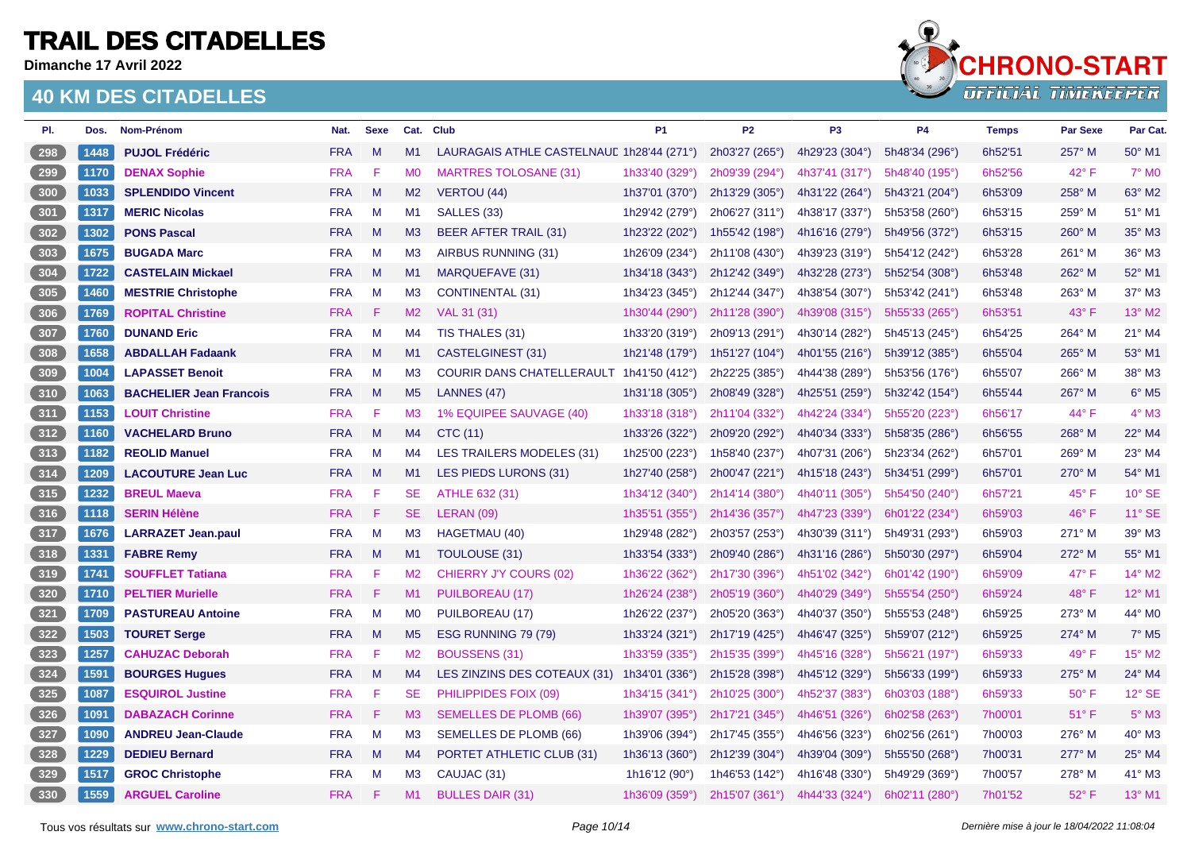# TRAIL DES CITADELLES

**Dimanche 17 Avril 2022**

## 40 KM DES CITADELLES

| Pl. | Dos. | Nom-Prénom | Nat. | Sexe | Cat. | Club | P1 | P2 | P3 | P4 | Temps | Par Sexe | Par Cat. |
|---|---|---|---|---|---|---|---|---|---|---|---|---|---|
| 298 | 1448 | **PUJOL Frédéric** | FRA | M | M1 | LAURAGAIS ATHLE CASTELNAUD | 1h28'44 (271°) | 2h03'27 (265°) | 4h29'23 (304°) | 5h48'34 (296°) | 6h52'51 | 257° M | 50° M1 |
| 299 | 1170 | **DENAX Sophie** | FRA | F | M0 | MARTRES TOLOSANE (31) | 1h33'40 (329°) | 2h09'39 (294°) | 4h37'41 (317°) | 5h48'40 (195°) | 6h52'56 | 42° F | 7° M0 |
| 300 | 1033 | **SPLENDIDO Vincent** | FRA | M | M2 | VERTOU (44) | 1h37'01 (370°) | 2h13'29 (305°) | 4h31'22 (264°) | 5h43'21 (204°) | 6h53'09 | 258° M | 63° M2 |
| 301 | 1317 | **MERIC Nicolas** | FRA | M | M1 | SALLES (33) | 1h29'42 (279°) | 2h06'27 (311°) | 4h38'17 (337°) | 5h53'58 (260°) | 6h53'15 | 259° M | 51° M1 |
| 302 | 1302 | **PONS Pascal** | FRA | M | M3 | BEER AFTER TRAIL (31) | 1h23'22 (202°) | 1h55'42 (198°) | 4h16'16 (279°) | 5h49'56 (372°) | 6h53'15 | 260° M | 35° M3 |
| 303 | 1675 | **BUGADA Marc** | FRA | M | M3 | AIRBUS RUNNING (31) | 1h26'09 (234°) | 2h11'08 (430°) | 4h39'23 (319°) | 5h54'12 (242°) | 6h53'28 | 261° M | 36° M3 |
| 304 | 1722 | **CASTELAIN Mickael** | FRA | M | M1 | MARQUEFAVE (31) | 1h34'18 (343°) | 2h12'42 (349°) | 4h32'28 (273°) | 5h52'54 (308°) | 6h53'48 | 262° M | 52° M1 |
| 305 | 1460 | **MESTRIE Christophe** | FRA | M | M3 | CONTINENTAL (31) | 1h34'23 (345°) | 2h12'44 (347°) | 4h38'54 (307°) | 5h53'42 (241°) | 6h53'48 | 263° M | 37° M3 |
| 306 | 1769 | **ROPITAL Christine** | FRA | F | M2 | VAL 31 (31) | 1h30'44 (290°) | 2h11'28 (390°) | 4h39'08 (315°) | 5h55'33 (265°) | 6h53'51 | 43° F | 13° M2 |
| 307 | 1760 | **DUNAND Eric** | FRA | M | M4 | TIS THALES (31) | 1h33'20 (319°) | 2h09'13 (291°) | 4h30'14 (282°) | 5h45'13 (245°) | 6h54'25 | 264° M | 21° M4 |
| 308 | 1658 | **ABDALLAH Fadaank** | FRA | M | M1 | CASTELGINEST (31) | 1h21'48 (179°) | 1h51'27 (104°) | 4h01'55 (216°) | 5h39'12 (385°) | 6h55'04 | 265° M | 53° M1 |
| 309 | 1004 | **LAPASSET Benoit** | FRA | M | M3 | COURIR DANS CHATELLERAULT | 1h41'50 (412°) | 2h22'25 (385°) | 4h44'38 (289°) | 5h53'56 (176°) | 6h55'07 | 266° M | 38° M3 |
| 310 | 1063 | **BACHELIER Jean Francois** | FRA | M | M5 | LANNES (47) | 1h31'18 (305°) | 2h08'49 (328°) | 4h25'51 (259°) | 5h32'42 (154°) | 6h55'44 | 267° M | 6° M5 |
| 311 | 1153 | **LOUIT Christine** | FRA | F | M3 | 1% EQUIPEE SAUVAGE (40) | 1h33'18 (318°) | 2h11'04 (332°) | 4h42'24 (334°) | 5h55'20 (223°) | 6h56'17 | 44° F | 4° M3 |
| 312 | 1160 | **VACHELARD Bruno** | FRA | M | M4 | CTC (11) | 1h33'26 (322°) | 2h09'20 (292°) | 4h40'34 (333°) | 5h58'35 (286°) | 6h56'55 | 268° M | 22° M4 |
| 313 | 1182 | **REOLID Manuel** | FRA | M | M4 | LES TRAILERS MODELES (31) | 1h25'00 (223°) | 1h58'40 (237°) | 4h07'31 (206°) | 5h23'34 (262°) | 6h57'01 | 269° M | 23° M4 |
| 314 | 1209 | **LACOUTURE Jean Luc** | FRA | M | M1 | LES PIEDS LURONS (31) | 1h27'40 (258°) | 2h00'47 (221°) | 4h15'18 (243°) | 5h34'51 (299°) | 6h57'01 | 270° M | 54° M1 |
| 315 | 1232 | **BREUL Maeva** | FRA | F | SE | ATHLE 632 (31) | 1h34'12 (340°) | 2h14'14 (380°) | 4h40'11 (305°) | 5h54'50 (240°) | 6h57'21 | 45° F | 10° SE |
| 316 | 1118 | **SERIN Hélène** | FRA | F | SE | LERAN (09) | 1h35'51 (355°) | 2h14'36 (357°) | 4h47'23 (339°) | 6h01'22 (234°) | 6h59'03 | 46° F | 11° SE |
| 317 | 1676 | **LARRAZET Jean.paul** | FRA | M | M3 | HAGETMAU (40) | 1h29'48 (282°) | 2h03'57 (253°) | 4h30'39 (311°) | 5h49'31 (293°) | 6h59'03 | 271° M | 39° M3 |
| 318 | 1331 | **FABRE Remy** | FRA | M | M1 | TOULOUSE (31) | 1h33'54 (333°) | 2h09'40 (286°) | 4h31'16 (286°) | 5h50'30 (297°) | 6h59'04 | 272° M | 55° M1 |
| 319 | 1741 | **SOUFFLET Tatiana** | FRA | F | M2 | CHIERRY J'Y COURS (02) | 1h36'22 (362°) | 2h17'30 (396°) | 4h51'02 (342°) | 6h01'42 (190°) | 6h59'09 | 47° F | 14° M2 |
| 320 | 1710 | **PELTIER Murielle** | FRA | F | M1 | PUILBOREAU (17) | 1h26'24 (238°) | 2h05'19 (360°) | 4h40'29 (349°) | 5h55'54 (250°) | 6h59'24 | 48° F | 12° M1 |
| 321 | 1709 | **PASTUREAU Antoine** | FRA | M | M0 | PUILBOREAU (17) | 1h26'22 (237°) | 2h05'20 (363°) | 4h40'37 (350°) | 5h55'53 (248°) | 6h59'25 | 273° M | 44° M0 |
| 322 | 1503 | **TOURET Serge** | FRA | M | M5 | ESG RUNNING 79 (79) | 1h33'24 (321°) | 2h17'19 (425°) | 4h46'47 (325°) | 5h59'07 (212°) | 6h59'25 | 274° M | 7° M5 |
| 323 | 1257 | **CAHUZAC Deborah** | FRA | F | M2 | BOUSSENS (31) | 1h33'59 (335°) | 2h15'35 (399°) | 4h45'16 (328°) | 5h56'21 (197°) | 6h59'33 | 49° F | 15° M2 |
| 324 | 1591 | **BOURGES Hugues** | FRA | M | M4 | LES ZINZINS DES COTEAUX (31) | 1h34'01 (336°) | 2h15'28 (398°) | 4h45'12 (329°) | 5h56'33 (199°) | 6h59'33 | 275° M | 24° M4 |
| 325 | 1087 | **ESQUIROL Justine** | FRA | F | SE | PHILIPPIDES FOIX (09) | 1h34'15 (341°) | 2h10'25 (300°) | 4h52'37 (383°) | 6h03'03 (188°) | 6h59'33 | 50° F | 12° SE |
| 326 | 1091 | **DABAZACH Corinne** | FRA | F | M3 | SEMELLES DE PLOMB (66) | 1h39'07 (395°) | 2h17'21 (345°) | 4h46'51 (326°) | 6h02'58 (263°) | 7h00'01 | 51° F | 5° M3 |
| 327 | 1090 | **ANDREU Jean-Claude** | FRA | M | M3 | SEMELLES DE PLOMB (66) | 1h39'06 (394°) | 2h17'45 (355°) | 4h46'56 (323°) | 6h02'56 (261°) | 7h00'03 | 276° M | 40° M3 |
| 328 | 1229 | **DEDIEU Bernard** | FRA | M | M4 | PORTET ATHLETIC CLUB (31) | 1h36'13 (360°) | 2h12'39 (304°) | 4h39'04 (309°) | 5h55'50 (268°) | 7h00'31 | 277° M | 25° M4 |
| 329 | 1517 | **GROC Christophe** | FRA | M | M3 | CAUJAC (31) | 1h16'12 (90°) | 1h46'53 (142°) | 4h16'48 (330°) | 5h49'29 (369°) | 7h00'57 | 278° M | 41° M3 |
| 330 | 1559 | **ARGUEL Caroline** | FRA | F | M1 | BULLES DAIR (31) | 1h36'09 (359°) | 2h15'07 (361°) | 4h44'33 (324°) | 6h02'11 (280°) | 7h01'52 | 52° F | 13° M1 |

Tous vos résultats sur www.chrono-start.com

*Dernière mise à jour le 18/04/2022 11:08:04*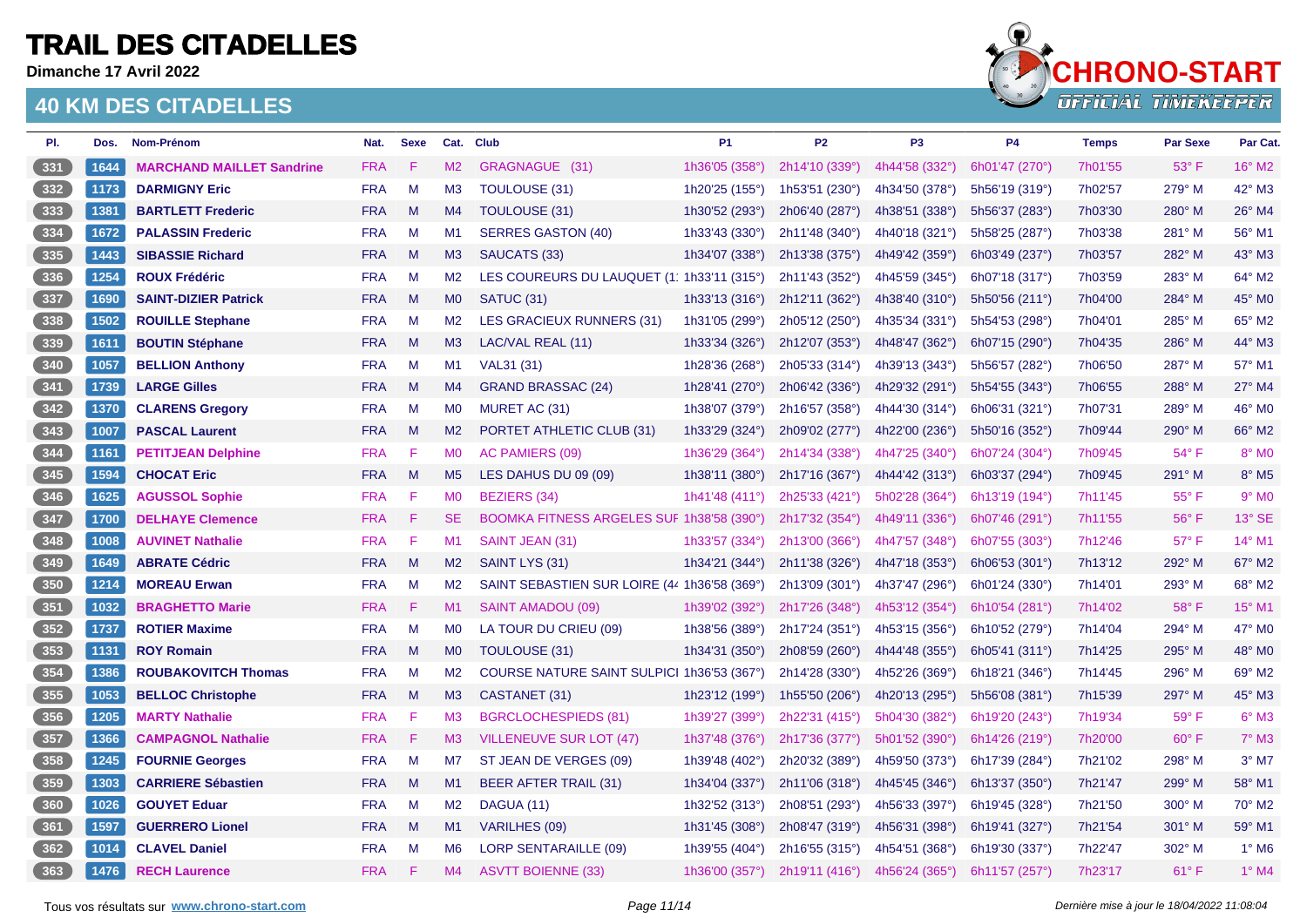# TRAIL DES CITADELLES

**Dimanche 17 Avril 2022**

## 40 KM DES CITADELLES

| Pl. | Dos. | Nom-Prénom | Nat. | Sexe | Cat. | Club | P1 | P2 | P3 | P4 | Temps | Par Sexe | Par Cat. |
|---|---|---|---|---|---|---|---|---|---|---|---|---|---|
| 331 | 1644 | **MARCHAND MAILLET Sandrine** | FRA | F | M2 | GRAGNAGUE (31) | 1h36'05 (358°) | 2h14'10 (339°) | 4h44'58 (332°) | 6h01'47 (270°) | 7h01'55 | 53° F | 16° M2 |
| 332 | 1173 | **DARMIGNY Eric** | FRA | M | M3 | TOULOUSE (31) | 1h20'25 (155°) | 1h53'51 (230°) | 4h34'50 (378°) | 5h56'19 (319°) | 7h02'57 | 279° M | 42° M3 |
| 333 | 1381 | **BARTLETT Frederic** | FRA | M | M4 | TOULOUSE (31) | 1h30'52 (293°) | 2h06'40 (287°) | 4h38'51 (338°) | 5h56'37 (283°) | 7h03'30 | 280° M | 26° M4 |
| 334 | 1672 | **PALASSIN Frederic** | FRA | M | M1 | SERRES GASTON (40) | 1h33'43 (330°) | 2h11'48 (340°) | 4h40'18 (321°) | 5h58'25 (287°) | 7h03'38 | 281° M | 56° M1 |
| 335 | 1443 | **SIBASSIE Richard** | FRA | M | M3 | SAUCATS (33) | 1h34'07 (338°) | 2h13'38 (375°) | 4h49'42 (359°) | 6h03'49 (237°) | 7h03'57 | 282° M | 43° M3 |
| 336 | 1254 | **ROUX Frédéric** | FRA | M | M2 | LES COUREURS DU LAUQUET (1 | 1h33'11 (315°) | 2h11'43 (352°) | 4h45'59 (345°) | 6h07'18 (317°) | 7h03'59 | 283° M | 64° M2 |
| 337 | 1690 | **SAINT-DIZIER Patrick** | FRA | M | M0 | SATUC (31) | 1h33'13 (316°) | 2h12'11 (362°) | 4h38'40 (310°) | 5h50'56 (211°) | 7h04'00 | 284° M | 45° M0 |
| 338 | 1502 | **ROUILLE Stephane** | FRA | M | M2 | LES GRACIEUX RUNNERS (31) | 1h31'05 (299°) | 2h05'12 (250°) | 4h35'34 (331°) | 5h54'53 (298°) | 7h04'01 | 285° M | 65° M2 |
| 339 | 1611 | **BOUTIN Stéphane** | FRA | M | M3 | LAC/VAL REAL (11) | 1h33'34 (326°) | 2h12'07 (353°) | 4h48'47 (362°) | 6h07'15 (290°) | 7h04'35 | 286° M | 44° M3 |
| 340 | 1057 | **BELLION Anthony** | FRA | M | M1 | VAL31 (31) | 1h28'36 (268°) | 2h05'33 (314°) | 4h39'13 (343°) | 5h56'57 (282°) | 7h06'50 | 287° M | 57° M1 |
| 341 | 1739 | **LARGE Gilles** | FRA | M | M4 | GRAND BRASSAC (24) | 1h28'41 (270°) | 2h06'42 (336°) | 4h29'32 (291°) | 5h54'55 (343°) | 7h06'55 | 288° M | 27° M4 |
| 342 | 1370 | **CLARENS Gregory** | FRA | M | M0 | MURET AC (31) | 1h38'07 (379°) | 2h16'57 (358°) | 4h44'30 (314°) | 6h06'31 (321°) | 7h07'31 | 289° M | 46° M0 |
| 343 | 1007 | **PASCAL Laurent** | FRA | M | M2 | PORTET ATHLETIC CLUB (31) | 1h33'29 (324°) | 2h09'02 (277°) | 4h22'00 (236°) | 5h50'16 (352°) | 7h09'44 | 290° M | 66° M2 |
| 344 | 1161 | **PETITJEAN Delphine** | FRA | F | M0 | AC PAMIERS (09) | 1h36'29 (364°) | 2h14'34 (338°) | 4h47'25 (340°) | 6h07'24 (304°) | 7h09'45 | 54° F | 8° M0 |
| 345 | 1594 | **CHOCAT Eric** | FRA | M | M5 | LES DAHUS DU 09 (09) | 1h38'11 (380°) | 2h17'16 (367°) | 4h44'42 (313°) | 6h03'37 (294°) | 7h09'45 | 291° M | 8° M5 |
| 346 | 1625 | **AGUSSOL Sophie** | FRA | F | M0 | BEZIERS (34) | 1h41'48 (411°) | 2h25'33 (421°) | 5h02'28 (364°) | 6h13'19 (194°) | 7h11'45 | 55° F | 9° M0 |
| 347 | 1700 | **DELHAYE Clemence** | FRA | F | SE | BOOMKA FITNESS ARGELES SUF | 1h38'58 (390°) | 2h17'32 (354°) | 4h49'11 (336°) | 6h07'46 (291°) | 7h11'55 | 56° F | 13° SE |
| 348 | 1008 | **AUVINET Nathalie** | FRA | F | M1 | SAINT JEAN (31) | 1h33'57 (334°) | 2h13'00 (366°) | 4h47'57 (348°) | 6h07'55 (303°) | 7h12'46 | 57° F | 14° M1 |
| 349 | 1649 | **ABRATE Cédric** | FRA | M | M2 | SAINT LYS (31) | 1h34'21 (344°) | 2h11'38 (326°) | 4h47'18 (353°) | 6h06'53 (301°) | 7h13'12 | 292° M | 67° M2 |
| 350 | 1214 | **MOREAU Erwan** | FRA | M | M2 | SAINT SEBASTIEN SUR LOIRE (4 | 1h36'58 (369°) | 2h13'09 (301°) | 4h37'47 (296°) | 6h01'24 (330°) | 7h14'01 | 293° M | 68° M2 |
| 351 | 1032 | **BRAGHETTO Marie** | FRA | F | M1 | SAINT AMADOU (09) | 1h39'02 (392°) | 2h17'26 (348°) | 4h53'12 (354°) | 6h10'54 (281°) | 7h14'02 | 58° F | 15° M1 |
| 352 | 1737 | **ROTIER Maxime** | FRA | M | M0 | LA TOUR DU CRIEU (09) | 1h38'56 (389°) | 2h17'24 (351°) | 4h53'15 (356°) | 6h10'52 (279°) | 7h14'04 | 294° M | 47° M0 |
| 353 | 1131 | **ROY Romain** | FRA | M | M0 | TOULOUSE (31) | 1h34'31 (350°) | 2h08'59 (260°) | 4h44'48 (355°) | 6h05'41 (311°) | 7h14'25 | 295° M | 48° M0 |
| 354 | 1386 | **ROUBAKOVITCH Thomas** | FRA | M | M2 | COURSE NATURE SAINT SULPICI | 1h36'53 (367°) | 2h14'28 (330°) | 4h52'26 (369°) | 6h18'21 (346°) | 7h14'45 | 296° M | 69° M2 |
| 355 | 1053 | **BELLOC Christophe** | FRA | M | M3 | CASTANET (31) | 1h23'12 (199°) | 1h55'50 (206°) | 4h20'13 (295°) | 5h56'08 (381°) | 7h15'39 | 297° M | 45° M3 |
| 356 | 1205 | **MARTY Nathalie** | FRA | F | M3 | BGRCLOCHESPIEDS (81) | 1h39'27 (399°) | 2h22'31 (415°) | 5h04'30 (382°) | 6h19'20 (243°) | 7h19'34 | 59° F | 6° M3 |
| 357 | 1366 | **CAMPAGNOL Nathalie** | FRA | F | M3 | VILLENEUVE SUR LOT (47) | 1h37'48 (376°) | 2h17'36 (377°) | 5h01'52 (390°) | 6h14'26 (219°) | 7h20'00 | 60° F | 7° M3 |
| 358 | 1245 | **FOURNIE Georges** | FRA | M | M7 | ST JEAN DE VERGES (09) | 1h39'48 (402°) | 2h20'32 (389°) | 4h59'50 (373°) | 6h17'39 (284°) | 7h21'02 | 298° M | 3° M7 |
| 359 | 1303 | **CARRIERE Sébastien** | FRA | M | M1 | BEER AFTER TRAIL (31) | 1h34'04 (337°) | 2h11'06 (318°) | 4h45'45 (346°) | 6h13'37 (350°) | 7h21'47 | 299° M | 58° M1 |
| 360 | 1026 | **GOUYET Eduar** | FRA | M | M2 | DAGUA (11) | 1h32'52 (313°) | 2h08'51 (293°) | 4h56'33 (397°) | 6h19'45 (328°) | 7h21'50 | 300° M | 70° M2 |
| 361 | 1597 | **GUERRERO Lionel** | FRA | M | M1 | VARILHES (09) | 1h31'45 (308°) | 2h08'47 (319°) | 4h56'31 (398°) | 6h19'41 (327°) | 7h21'54 | 301° M | 59° M1 |
| 362 | 1014 | **CLAVEL Daniel** | FRA | M | M6 | LORP SENTARAILLE (09) | 1h39'55 (404°) | 2h16'55 (315°) | 4h54'51 (368°) | 6h19'30 (337°) | 7h22'47 | 302° M | 1° M6 |
| 363 | 1476 | **RECH Laurence** | FRA | F | M4 | ASVTT BOIENNE (33) | 1h36'00 (357°) | 2h19'11 (416°) | 4h56'24 (365°) | 6h11'57 (257°) | 7h23'17 | 61° F | 1° M4 |

Tous vos résultats sur **www.chrono-start.com**

*Dernière mise à jour le 18/04/2022 11:08:04*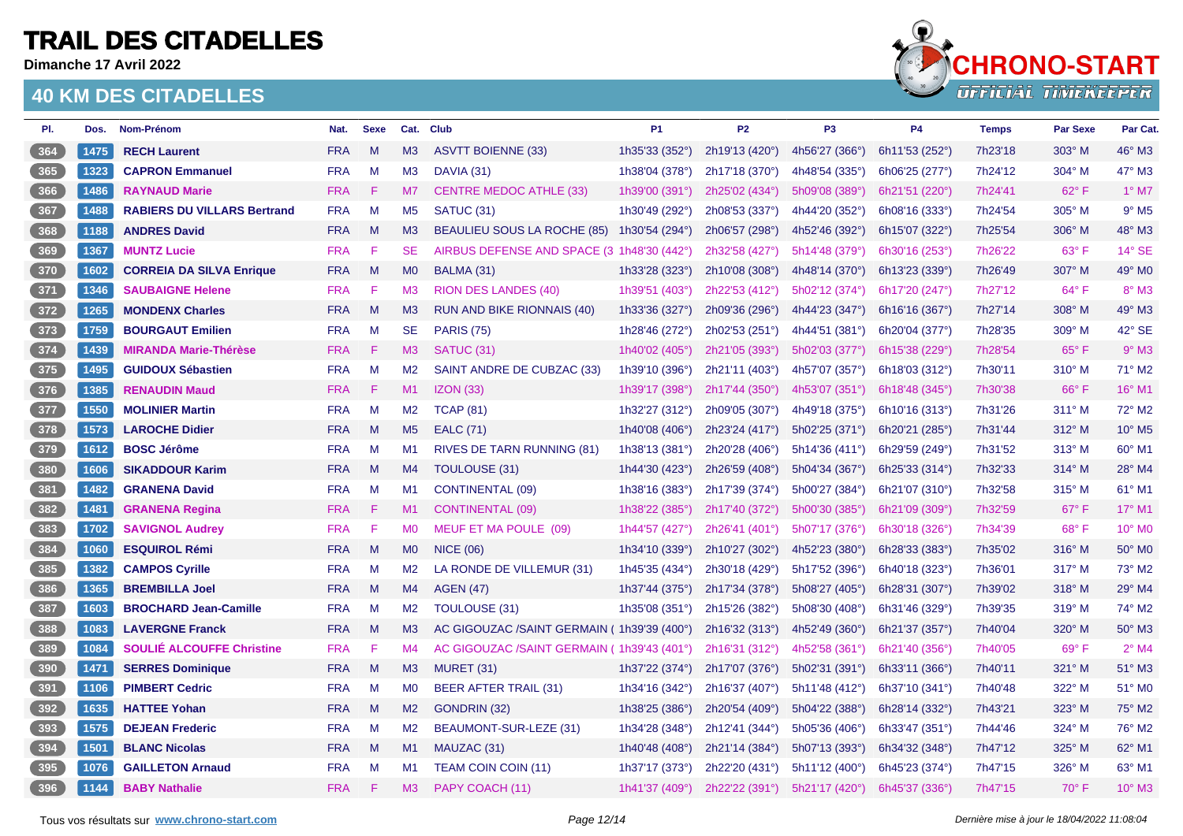# TRAIL DES CITADELLES

**Dimanche 17 Avril 2022**

## 40 KM DES CITADELLES

| Pl. | Dos. | Nom-Prénom | Nat. | Sexe | Cat. | Club | P1 | P2 | P3 | P4 | Temps | Par Sexe | Par Cat. |
|---|---|---|---|---|---|---|---|---|---|---|---|---|---|
| 364 | 1475 | RECH Laurent | FRA | M | M3 | ASVTT BOIENNE (33) | 1h35'33 (352°) | 2h19'13 (420°) | 4h56'27 (366°) | 6h11'53 (252°) | 7h23'18 | 303° M | 46° M3 |
| 365 | 1323 | CAPRON Emmanuel | FRA | M | M3 | DAVIA (31) | 1h38'04 (378°) | 2h17'18 (370°) | 4h48'54 (335°) | 6h06'25 (277°) | 7h24'12 | 304° M | 47° M3 |
| 366 | 1486 | RAYNAUD Marie | FRA | F | M7 | CENTRE MEDOC ATHLE (33) | 1h39'00 (391°) | 2h25'02 (434°) | 5h09'08 (389°) | 6h21'51 (220°) | 7h24'41 | 62° F | 1° M7 |
| 367 | 1488 | RABIERS DU VILLARS Bertrand | FRA | M | M5 | SATUC (31) | 1h30'49 (292°) | 2h08'53 (337°) | 4h44'20 (352°) | 6h08'16 (333°) | 7h24'54 | 305° M | 9° M5 |
| 368 | 1188 | ANDRES David | FRA | M | M3 | BEAULIEU SOUS LA ROCHE (85) | 1h30'54 (294°) | 2h06'57 (298°) | 4h52'46 (392°) | 6h15'07 (322°) | 7h25'54 | 306° M | 48° M3 |
| 369 | 1367 | MUNTZ Lucie | FRA | F | SE | AIRBUS DEFENSE AND SPACE (3 | 1h48'30 (442°) | 2h32'58 (427°) | 5h14'48 (379°) | 6h30'16 (253°) | 7h26'22 | 63° F | 14° SE |
| 370 | 1602 | CORREIA DA SILVA Enrique | FRA | M | M0 | BALMA (31) | 1h33'28 (323°) | 2h10'08 (308°) | 4h48'14 (370°) | 6h13'23 (339°) | 7h26'49 | 307° M | 49° M0 |
| 371 | 1346 | SAUBAIGNE Helene | FRA | F | M3 | RION DES LANDES (40) | 1h39'51 (403°) | 2h22'53 (412°) | 5h02'12 (374°) | 6h17'20 (247°) | 7h27'12 | 64° F | 8° M3 |
| 372 | 1265 | MONDENX Charles | FRA | M | M3 | RUN AND BIKE RIONNAIS (40) | 1h33'36 (327°) | 2h09'36 (296°) | 4h44'23 (347°) | 6h16'16 (367°) | 7h27'14 | 308° M | 49° M3 |
| 373 | 1759 | BOURGAUT Emilien | FRA | M | SE | PARIS (75) | 1h28'46 (272°) | 2h02'53 (251°) | 4h44'51 (381°) | 6h20'04 (377°) | 7h28'35 | 309° M | 42° SE |
| 374 | 1439 | MIRANDA Marie-Thérèse | FRA | F | M3 | SATUC (31) | 1h40'02 (405°) | 2h21'05 (393°) | 5h02'03 (377°) | 6h15'38 (229°) | 7h28'54 | 65° F | 9° M3 |
| 375 | 1495 | GUIDOUX Sébastien | FRA | M | M2 | SAINT ANDRE DE CUBZAC (33) | 1h39'10 (396°) | 2h21'11 (403°) | 4h57'07 (357°) | 6h18'03 (312°) | 7h30'11 | 310° M | 71° M2 |
| 376 | 1385 | RENAUDIN Maud | FRA | F | M1 | IZON (33) | 1h39'17 (398°) | 2h17'44 (350°) | 4h53'07 (351°) | 6h18'48 (345°) | 7h30'38 | 66° F | 16° M1 |
| 377 | 1550 | MOLINIER Martin | FRA | M | M2 | TCAP (81) | 1h32'27 (312°) | 2h09'05 (307°) | 4h49'18 (375°) | 6h10'16 (313°) | 7h31'26 | 311° M | 72° M2 |
| 378 | 1573 | LAROCHE Didier | FRA | M | M5 | EALC (71) | 1h40'08 (406°) | 2h23'24 (417°) | 5h02'25 (371°) | 6h20'21 (285°) | 7h31'44 | 312° M | 10° M5 |
| 379 | 1612 | BOSC Jérôme | FRA | M | M1 | RIVES DE TARN RUNNING (81) | 1h38'13 (381°) | 2h20'28 (406°) | 5h14'36 (411°) | 6h29'59 (249°) | 7h31'52 | 313° M | 60° M1 |
| 380 | 1606 | SIKADDOUR Karim | FRA | M | M4 | TOULOUSE (31) | 1h44'30 (423°) | 2h26'59 (408°) | 5h04'34 (367°) | 6h25'33 (314°) | 7h32'33 | 314° M | 28° M4 |
| 381 | 1482 | GRANENA David | FRA | M | M1 | CONTINENTAL (09) | 1h38'16 (383°) | 2h17'39 (374°) | 5h00'27 (384°) | 6h21'07 (310°) | 7h32'58 | 315° M | 61° M1 |
| 382 | 1481 | GRANENA Regina | FRA | F | M1 | CONTINENTAL (09) | 1h38'22 (385°) | 2h17'40 (372°) | 5h00'30 (385°) | 6h21'09 (309°) | 7h32'59 | 67° F | 17° M1 |
| 383 | 1702 | SAVIGNOL Audrey | FRA | F | M0 | MEUF ET MA POULE (09) | 1h44'57 (427°) | 2h26'41 (401°) | 5h07'17 (376°) | 6h30'18 (326°) | 7h34'39 | 68° F | 10° M0 |
| 384 | 1060 | ESQUIROL Rémi | FRA | M | M0 | NICE (06) | 1h34'10 (339°) | 2h10'27 (302°) | 4h52'23 (380°) | 6h28'33 (383°) | 7h35'02 | 316° M | 50° M0 |
| 385 | 1382 | CAMPOS Cyrille | FRA | M | M2 | LA RONDE DE VILLEMUR (31) | 1h45'35 (434°) | 2h30'18 (429°) | 5h17'52 (396°) | 6h40'18 (323°) | 7h36'01 | 317° M | 73° M2 |
| 386 | 1365 | BREMBILLA Joel | FRA | M | M4 | AGEN (47) | 1h37'44 (375°) | 2h17'34 (378°) | 5h08'27 (405°) | 6h28'31 (307°) | 7h39'02 | 318° M | 29° M4 |
| 387 | 1603 | BROCHARD Jean-Camille | FRA | M | M2 | TOULOUSE (31) | 1h35'08 (351°) | 2h15'26 (382°) | 5h08'30 (408°) | 6h31'46 (329°) | 7h39'35 | 319° M | 74° M2 |
| 388 | 1083 | LAVERGNE Franck | FRA | M | M3 | AC GIGOUZAC /SAINT GERMAIN ( | 1h39'39 (400°) | 2h16'32 (313°) | 4h52'49 (360°) | 6h21'37 (357°) | 7h40'04 | 320° M | 50° M3 |
| 389 | 1084 | SOULIÉ ALCOUFFE Christine | FRA | F | M4 | AC GIGOUZAC /SAINT GERMAIN ( | 1h39'43 (401°) | 2h16'31 (312°) | 4h52'58 (361°) | 6h21'40 (356°) | 7h40'05 | 69° F | 2° M4 |
| 390 | 1471 | SERRES Dominique | FRA | M | M3 | MURET (31) | 1h37'22 (374°) | 2h17'07 (376°) | 5h02'31 (391°) | 6h33'11 (366°) | 7h40'11 | 321° M | 51° M3 |
| 391 | 1106 | PIMBERT Cedric | FRA | M | M0 | BEER AFTER TRAIL (31) | 1h34'16 (342°) | 2h16'37 (407°) | 5h11'48 (412°) | 6h37'10 (341°) | 7h40'48 | 322° M | 51° M0 |
| 392 | 1635 | HATTEE Yohan | FRA | M | M2 | GONDRIN (32) | 1h38'25 (386°) | 2h20'54 (409°) | 5h04'22 (388°) | 6h28'14 (332°) | 7h43'21 | 323° M | 75° M2 |
| 393 | 1575 | DEJEAN Frederic | FRA | M | M2 | BEAUMONT-SUR-LEZE (31) | 1h34'28 (348°) | 2h12'41 (344°) | 5h05'36 (406°) | 6h33'47 (351°) | 7h44'46 | 324° M | 76° M2 |
| 394 | 1501 | BLANC Nicolas | FRA | M | M1 | MAUZAC (31) | 1h40'48 (408°) | 2h21'14 (384°) | 5h07'13 (393°) | 6h34'32 (348°) | 7h47'12 | 325° M | 62° M1 |
| 395 | 1076 | GAILLETON Arnaud | FRA | M | M1 | TEAM COIN COIN (11) | 1h37'17 (373°) | 2h22'20 (431°) | 5h11'12 (400°) | 6h45'23 (374°) | 7h47'15 | 326° M | 63° M1 |
| 396 | 1144 | BABY Nathalie | FRA | F | M3 | PAPY COACH (11) | 1h41'37 (409°) | 2h22'22 (391°) | 5h21'17 (420°) | 6h45'37 (336°) | 7h47'15 | 70° F | 10° M3 |

Tous vos résultats sur **www.chrono-start.com**

*Dernière mise à jour le 18/04/2022 11:08:04*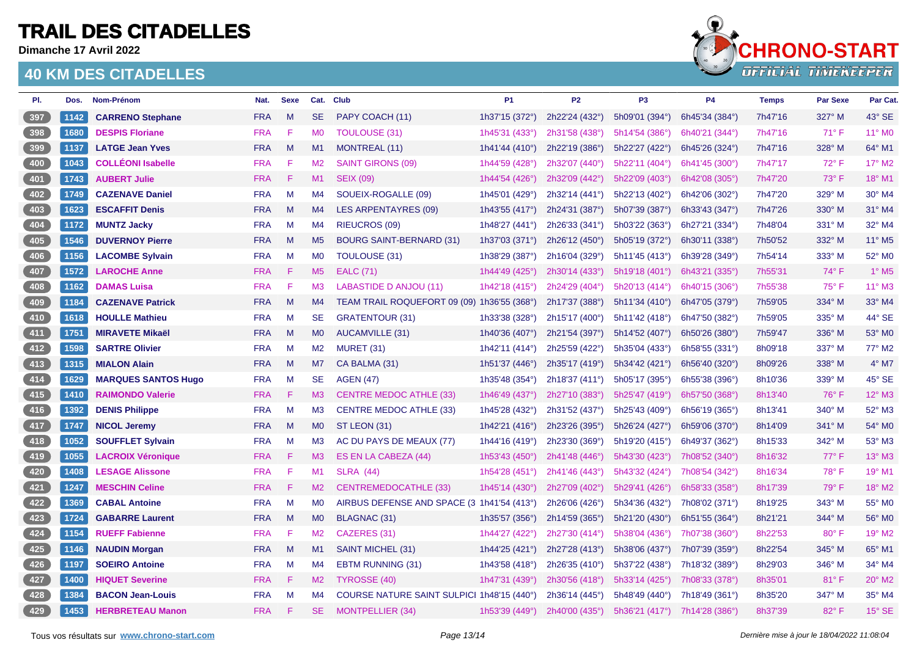# TRAIL DES CITADELLES

**Dimanche 17 Avril 2022**

## 40 KM DES CITADELLES

| Pl. | Dos. | Nom-Prénom | Nat. | Sexe | Cat. | Club | P1 | P2 | P3 | P4 | Temps | Par Sexe | Par Cat. |
|---|---|---|---|---|---|---|---|---|---|---|---|---|---|
| 397 | 1142 | **CARRENO Stephane** | FRA | M | SE | PAPY COACH (11) | 1h37'15 (372°) | 2h22'24 (432°) | 5h09'01 (394°) | 6h45'34 (384°) | 7h47'16 | 327° M | 43° SE |
| 398 | 1680 | **DESPIS Floriane** | FRA | F | M0 | TOULOUSE (31) | 1h45'31 (433°) | 2h31'58 (438°) | 5h14'54 (386°) | 6h40'21 (344°) | 7h47'16 | 71° F | 11° M0 |
| 399 | 1137 | **LATGE Jean Yves** | FRA | M | M1 | MONTREAL (11) | 1h41'44 (410°) | 2h22'19 (386°) | 5h22'27 (422°) | 6h45'26 (324°) | 7h47'16 | 328° M | 64° M1 |
| 400 | 1043 | **COLLÉONI Isabelle** | FRA | F | M2 | SAINT GIRONS (09) | 1h44'59 (428°) | 2h32'07 (440°) | 5h22'11 (404°) | 6h41'45 (300°) | 7h47'17 | 72° F | 17° M2 |
| 401 | 1743 | **AUBERT Julie** | FRA | F | M1 | SEIX (09) | 1h44'54 (426°) | 2h32'09 (442°) | 5h22'09 (403°) | 6h42'08 (305°) | 7h47'20 | 73° F | 18° M1 |
| 402 | 1749 | **CAZENAVE Daniel** | FRA | M | M4 | SOUEIX-ROGALLE (09) | 1h45'01 (429°) | 2h32'14 (441°) | 5h22'13 (402°) | 6h42'06 (302°) | 7h47'20 | 329° M | 30° M4 |
| 403 | 1623 | **ESCAFFIT Denis** | FRA | M | M4 | LES ARPENTAYRES (09) | 1h43'55 (417°) | 2h24'31 (387°) | 5h07'39 (387°) | 6h33'43 (347°) | 7h47'26 | 330° M | 31° M4 |
| 404 | 1172 | **MUNTZ Jacky** | FRA | M | M4 | RIEUCROS (09) | 1h48'27 (441°) | 2h26'33 (341°) | 5h03'22 (363°) | 6h27'21 (334°) | 7h48'04 | 331° M | 32° M4 |
| 405 | 1546 | **DUVERNOY Pierre** | FRA | M | M5 | BOURG SAINT-BERNARD (31) | 1h37'03 (371°) | 2h26'12 (450°) | 5h05'19 (372°) | 6h30'11 (338°) | 7h50'52 | 332° M | 11° M5 |
| 406 | 1156 | **LACOMBE Sylvain** | FRA | M | M0 | TOULOUSE (31) | 1h38'29 (387°) | 2h16'04 (329°) | 5h11'45 (413°) | 6h39'28 (349°) | 7h54'14 | 333° M | 52° M0 |
| 407 | 1572 | **LAROCHE Anne** | FRA | F | M5 | EALC (71) | 1h44'49 (425°) | 2h30'14 (433°) | 5h19'18 (401°) | 6h43'21 (335°) | 7h55'31 | 74° F | 1° M5 |
| 408 | 1162 | **DAMAS Luisa** | FRA | F | M3 | LABASTIDE D ANJOU (11) | 1h42'18 (415°) | 2h24'29 (404°) | 5h20'13 (414°) | 6h40'15 (306°) | 7h55'38 | 75° F | 11° M3 |
| 409 | 1184 | **CAZENAVE Patrick** | FRA | M | M4 | TEAM TRAIL ROQUEFORT 09 (09) | 1h36'55 (368°) | 2h17'37 (388°) | 5h11'34 (410°) | 6h47'05 (379°) | 7h59'05 | 334° M | 33° M4 |
| 410 | 1618 | **HOULLE Mathieu** | FRA | M | SE | GRATENTOUR (31) | 1h33'38 (328°) | 2h15'17 (400°) | 5h11'42 (418°) | 6h47'50 (382°) | 7h59'05 | 335° M | 44° SE |
| 411 | 1751 | **MIRAVETE Mikaël** | FRA | M | M0 | AUCAMVILLE (31) | 1h40'36 (407°) | 2h21'54 (397°) | 5h14'52 (407°) | 6h50'26 (380°) | 7h59'47 | 336° M | 53° M0 |
| 412 | 1598 | **SARTRE Olivier** | FRA | M | M2 | MURET (31) | 1h42'11 (414°) | 2h25'59 (422°) | 5h35'04 (433°) | 6h58'55 (331°) | 8h09'18 | 337° M | 77° M2 |
| 413 | 1315 | **MIALON Alain** | FRA | M | M7 | CA BALMA (31) | 1h51'37 (446°) | 2h35'17 (419°) | 5h34'42 (421°) | 6h56'40 (320°) | 8h09'26 | 338° M | 4° M7 |
| 414 | 1629 | **MARQUES SANTOS Hugo** | FRA | M | SE | AGEN (47) | 1h35'48 (354°) | 2h18'37 (411°) | 5h05'17 (395°) | 6h55'38 (396°) | 8h10'36 | 339° M | 45° SE |
| 415 | 1410 | **RAIMONDO Valerie** | FRA | F | M3 | CENTRE MEDOC ATHLE (33) | 1h46'49 (437°) | 2h27'10 (383°) | 5h25'47 (419°) | 6h57'50 (368°) | 8h13'40 | 76° F | 12° M3 |
| 416 | 1392 | **DENIS Philippe** | FRA | M | M3 | CENTRE MEDOC ATHLE (33) | 1h45'28 (432°) | 2h31'52 (437°) | 5h25'43 (409°) | 6h56'19 (365°) | 8h13'41 | 340° M | 52° M3 |
| 417 | 1747 | **NICOL Jeremy** | FRA | M | M0 | ST LEON (31) | 1h42'21 (416°) | 2h23'26 (395°) | 5h26'24 (427°) | 6h59'06 (370°) | 8h14'09 | 341° M | 54° M0 |
| 418 | 1052 | **SOUFFLET Sylvain** | FRA | M | M3 | AC DU PAYS DE MEAUX (77) | 1h44'16 (419°) | 2h23'30 (369°) | 5h19'20 (415°) | 6h49'37 (362°) | 8h15'33 | 342° M | 53° M3 |
| 419 | 1055 | **LACROIX Véronique** | FRA | F | M3 | ES EN LA CABEZA (44) | 1h53'43 (450°) | 2h41'48 (446°) | 5h43'30 (423°) | 7h08'52 (340°) | 8h16'32 | 77° F | 13° M3 |
| 420 | 1408 | **LESAGE Alissone** | FRA | F | M1 | SLRA (44) | 1h54'28 (451°) | 2h41'46 (443°) | 5h43'32 (424°) | 7h08'54 (342°) | 8h16'34 | 78° F | 19° M1 |
| 421 | 1247 | **MESCHIN Celine** | FRA | F | M2 | CENTREMEDOCATHLE (33) | 1h45'14 (430°) | 2h27'09 (402°) | 5h29'41 (426°) | 6h58'33 (358°) | 8h17'39 | 79° F | 18° M2 |
| 422 | 1369 | **CABAL Antoine** | FRA | M | M0 | AIRBUS DEFENSE AND SPACE (3 | 1h41'54 (413°) | 2h26'06 (426°) | 5h34'36 (432°) | 7h08'02 (371°) | 8h19'25 | 343° M | 55° M0 |
| 423 | 1724 | **GABARRE Laurent** | FRA | M | M0 | BLAGNAC (31) | 1h35'57 (356°) | 2h14'59 (365°) | 5h21'20 (430°) | 6h51'55 (364°) | 8h21'21 | 344° M | 56° M0 |
| 424 | 1154 | **RUEFF Fabienne** | FRA | F | M2 | CAZERES (31) | 1h44'27 (422°) | 2h27'30 (414°) | 5h38'04 (436°) | 7h07'38 (360°) | 8h22'53 | 80° F | 19° M2 |
| 425 | 1146 | **NAUDIN Morgan** | FRA | M | M1 | SAINT MICHEL (31) | 1h44'25 (421°) | 2h27'28 (413°) | 5h38'06 (437°) | 7h07'39 (359°) | 8h22'54 | 345° M | 65° M1 |
| 426 | 1197 | **SOEIRO Antoine** | FRA | M | M4 | EBTM RUNNING (31) | 1h43'58 (418°) | 2h26'35 (410°) | 5h37'22 (438°) | 7h18'32 (389°) | 8h29'03 | 346° M | 34° M4 |
| 427 | 1400 | **HIQUET Severine** | FRA | F | M2 | TYROSSE (40) | 1h47'31 (439°) | 2h30'56 (418°) | 5h33'14 (425°) | 7h08'33 (378°) | 8h35'01 | 81° F | 20° M2 |
| 428 | 1384 | **BACON Jean-Louis** | FRA | M | M4 | COURSE NATURE SAINT SULPICI | 1h48'15 (440°) | 2h36'14 (445°) | 5h48'49 (440°) | 7h18'49 (361°) | 8h35'20 | 347° M | 35° M4 |
| 429 | 1453 | **HERBRETEAU Manon** | FRA | F | SE | MONTPELLIER (34) | 1h53'39 (449°) | 2h40'00 (435°) | 5h36'21 (417°) | 7h14'28 (386°) | 8h37'39 | 82° F | 15° SE |

Tous vos résultats sur **www.chrono-start.com**

*Dernière mise à jour le 18/04/2022 11:08:04*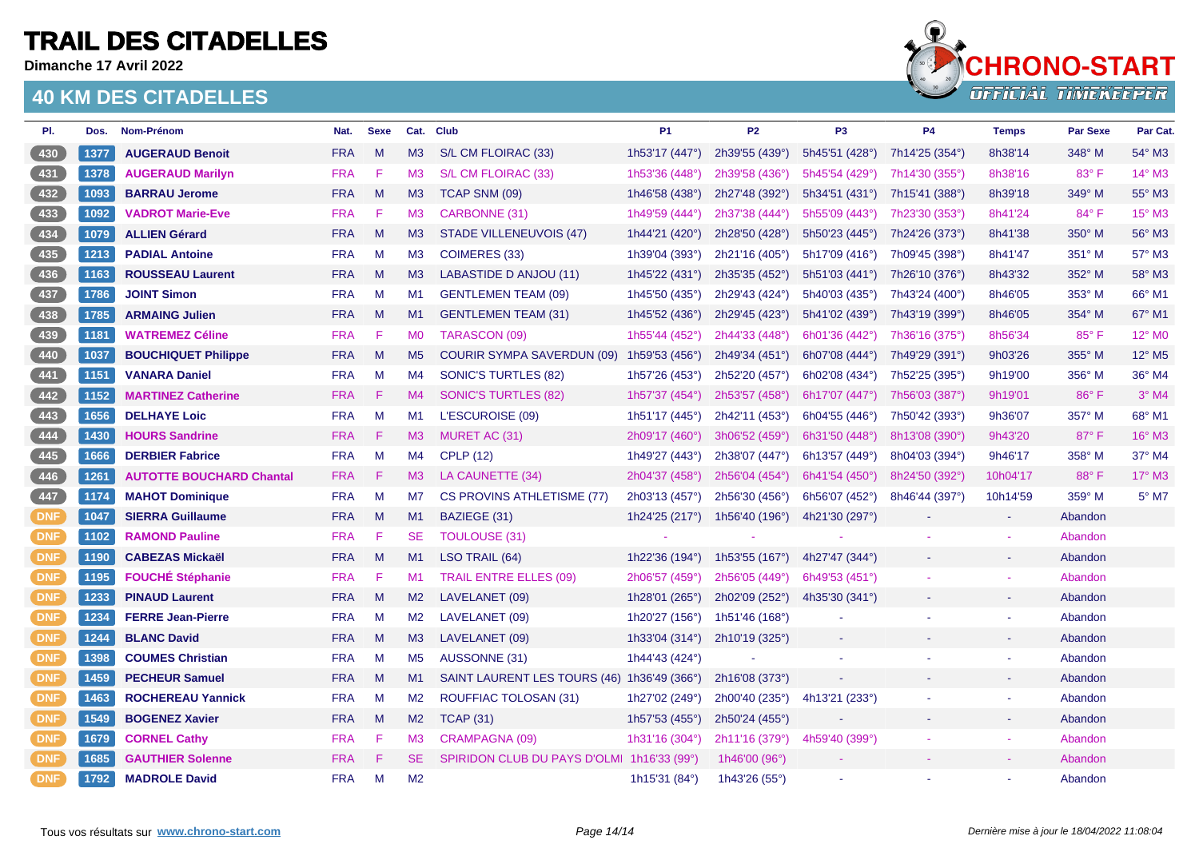# TRAIL DES CITADELLES

**Dimanche 17 Avril 2022**

## 40 KM DES CITADELLES

| Pl. | Dos. | Nom-Prénom | Nat. | Sexe | Cat. | Club | P1 | P2 | P3 | P4 | Temps | Par Sexe | Par Cat. |
|---|---|---|---|---|---|---|---|---|---|---|---|---|---|
| 430 | 1377 | **AUGERAUD Benoit** | FRA | M | M3 | S/L CM FLOIRAC (33) | 1h53'17 (447°) | 2h39'55 (439°) | 5h45'51 (428°) | 7h14'25 (354°) | 8h38'14 | 348° M | 54° M3 |
| 431 | 1378 | **AUGERAUD Marilyn** | FRA | F | M3 | S/L CM FLOIRAC (33) | 1h53'36 (448°) | 2h39'58 (436°) | 5h45'54 (429°) | 7h14'30 (355°) | 8h38'16 | 83° F | 14° M3 |
| 432 | 1093 | **BARRAU Jerome** | FRA | M | M3 | TCAP SNM (09) | 1h46'58 (438°) | 2h27'48 (392°) | 5h34'51 (431°) | 7h15'41 (388°) | 8h39'18 | 349° M | 55° M3 |
| 433 | 1092 | **VADROT Marie-Eve** | FRA | F | M3 | CARBONNE (31) | 1h49'59 (444°) | 2h37'38 (444°) | 5h55'09 (443°) | 7h23'30 (353°) | 8h41'24 | 84° F | 15° M3 |
| 434 | 1079 | **ALLIEN Gérard** | FRA | M | M3 | STADE VILLENEUVOIS (47) | 1h44'21 (420°) | 2h28'50 (428°) | 5h50'23 (445°) | 7h24'26 (373°) | 8h41'38 | 350° M | 56° M3 |
| 435 | 1213 | **PADIAL Antoine** | FRA | M | M3 | COIMERES (33) | 1h39'04 (393°) | 2h21'16 (405°) | 5h17'09 (416°) | 7h09'45 (398°) | 8h41'47 | 351° M | 57° M3 |
| 436 | 1163 | **ROUSSEAU Laurent** | FRA | M | M3 | LABASTIDE D ANJOU (11) | 1h45'22 (431°) | 2h35'35 (452°) | 5h51'03 (441°) | 7h26'10 (376°) | 8h43'32 | 352° M | 58° M3 |
| 437 | 1786 | **JOINT Simon** | FRA | M | M1 | GENTLEMEN TEAM (09) | 1h45'50 (435°) | 2h29'43 (424°) | 5h40'03 (435°) | 7h43'24 (400°) | 8h46'05 | 353° M | 66° M1 |
| 438 | 1785 | **ARMAING Julien** | FRA | M | M1 | GENTLEMEN TEAM (31) | 1h45'52 (436°) | 2h29'45 (423°) | 5h41'02 (439°) | 7h43'19 (399°) | 8h46'05 | 354° M | 67° M1 |
| 439 | 1181 | **WATREMEZ Céline** | FRA | F | M0 | TARASCON (09) | 1h55'44 (452°) | 2h44'33 (448°) | 6h01'36 (442°) | 7h36'16 (375°) | 8h56'34 | 85° F | 12° M0 |
| 440 | 1037 | **BOUCHIQUET Philippe** | FRA | M | M5 | COURIR SYMPA SAVERDUN (09) | 1h59'53 (456°) | 2h49'34 (451°) | 6h07'08 (444°) | 7h49'29 (391°) | 9h03'26 | 355° M | 12° M5 |
| 441 | 1151 | **VANARA Daniel** | FRA | M | M4 | SONIC'S TURTLES (82) | 1h57'26 (453°) | 2h52'20 (457°) | 6h02'08 (434°) | 7h52'25 (395°) | 9h19'00 | 356° M | 36° M4 |
| 442 | 1152 | **MARTINEZ Catherine** | FRA | F | M4 | SONIC'S TURTLES (82) | 1h57'37 (454°) | 2h53'57 (458°) | 6h17'07 (447°) | 7h56'03 (387°) | 9h19'01 | 86° F | 3° M4 |
| 443 | 1656 | **DELHAYE Loic** | FRA | M | M1 | L'ESCUROISE (09) | 1h51'17 (445°) | 2h42'11 (453°) | 6h04'55 (446°) | 7h50'42 (393°) | 9h36'07 | 357° M | 68° M1 |
| 444 | 1430 | **HOURS Sandrine** | FRA | F | M3 | MURET AC (31) | 2h09'17 (460°) | 3h06'52 (459°) | 6h31'50 (448°) | 8h13'08 (390°) | 9h43'20 | 87° F | 16° M3 |
| 445 | 1666 | **DERBIER Fabrice** | FRA | M | M4 | CPLP (12) | 1h49'27 (443°) | 2h38'07 (447°) | 6h13'57 (449°) | 8h04'03 (394°) | 9h46'17 | 358° M | 37° M4 |
| 446 | 1261 | **AUTOTTE BOUCHARD Chantal** | FRA | F | M3 | LA CAUNETTE (34) | 2h04'37 (458°) | 2h56'04 (454°) | 6h41'54 (450°) | 8h24'50 (392°) | 10h04'17 | 88° F | 17° M3 |
| 447 | 1174 | **MAHOT Dominique** | FRA | M | M7 | CS PROVINS ATHLETISME (77) | 2h03'13 (457°) | 2h56'30 (456°) | 6h56'07 (452°) | 8h46'44 (397°) | 10h14'59 | 359° M | 5° M7 |
| DNF | 1047 | **SIERRA Guillaume** | FRA | M | M1 | BAZIEGE (31) | 1h24'25 (217°) | 1h56'40 (196°) | 4h21'30 (297°) | - | - | Abandon | |
| DNF | 1102 | **RAMOND Pauline** | FRA | F | SE | TOULOUSE (31) | - | - | - | - | - | Abandon | |
| DNF | 1190 | **CABEZAS Mickaël** | FRA | M | M1 | LSO TRAIL (64) | 1h22'36 (194°) | 1h53'55 (167°) | 4h27'47 (344°) | - | - | Abandon | |
| DNF | 1195 | **FOUCHÉ Stéphanie** | FRA | F | M1 | TRAIL ENTRE ELLES (09) | 2h06'57 (459°) | 2h56'05 (449°) | 6h49'53 (451°) | - | - | Abandon | |
| DNF | 1233 | **PINAUD Laurent** | FRA | M | M2 | LAVELANET (09) | 1h28'01 (265°) | 2h02'09 (252°) | 4h35'30 (341°) | - | - | Abandon | |
| DNF | 1234 | **FERRE Jean-Pierre** | FRA | M | M2 | LAVELANET (09) | 1h20'27 (156°) | 1h51'46 (168°) | - | - | - | Abandon | |
| DNF | 1244 | **BLANC David** | FRA | M | M3 | LAVELANET (09) | 1h33'04 (314°) | 2h10'19 (325°) | - | - | - | Abandon | |
| DNF | 1398 | **COUMES Christian** | FRA | M | M5 | AUSSONNE (31) | 1h44'43 (424°) | - | - | - | - | Abandon | |
| DNF | 1459 | **PECHEUR Samuel** | FRA | M | M1 | SAINT LAURENT LES TOURS (46) | 1h36'49 (366°) | 2h16'08 (373°) | - | - | - | Abandon | |
| DNF | 1463 | **ROCHEREAU Yannick** | FRA | M | M2 | ROUFFIAC TOLOSAN (31) | 1h27'02 (249°) | 2h00'40 (235°) | 4h13'21 (233°) | - | - | Abandon | |
| DNF | 1549 | **BOGENEZ Xavier** | FRA | M | M2 | TCAP (31) | 1h57'53 (455°) | 2h50'24 (455°) | - | - | - | Abandon | |
| DNF | 1679 | **CORNEL Cathy** | FRA | F | M3 | CRAMPAGNA (09) | 1h31'16 (304°) | 2h11'16 (379°) | 4h59'40 (399°) | - | - | Abandon | |
| DNF | 1685 | **GAUTHIER Solenne** | FRA | F | SE | SPIRIDON CLUB DU PAYS D'OLMI | 1h16'33 (99°) | 1h46'00 (96°) | - | - | - | Abandon | |
| DNF | 1792 | **MADROLE David** | FRA | M | M2 | | 1h15'31 (84°) | 1h43'26 (55°) | - | - | - | Abandon | |

Tous vos résultats sur www.chrono-start.com

Dernière mise à jour le 18/04/2022 11:08:04